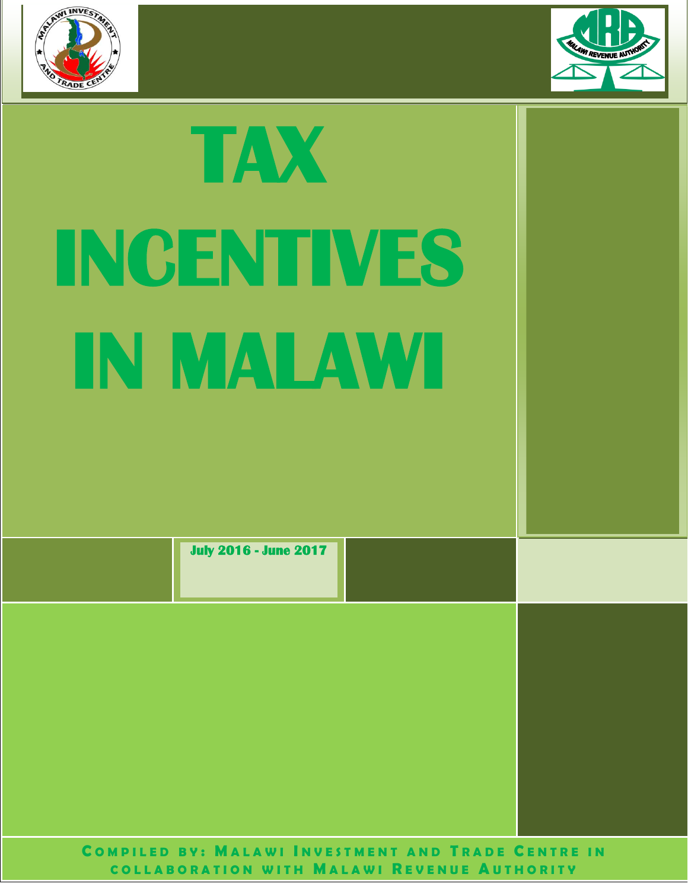# TAX INCENTIVES IN MALAWI

July 2016 - June 2017

COMPILED BY: MALAWI INVESTMENT AND TRADE CENTRE IN COLLABORATION WITH MALAWI REVENUE AUTHORITY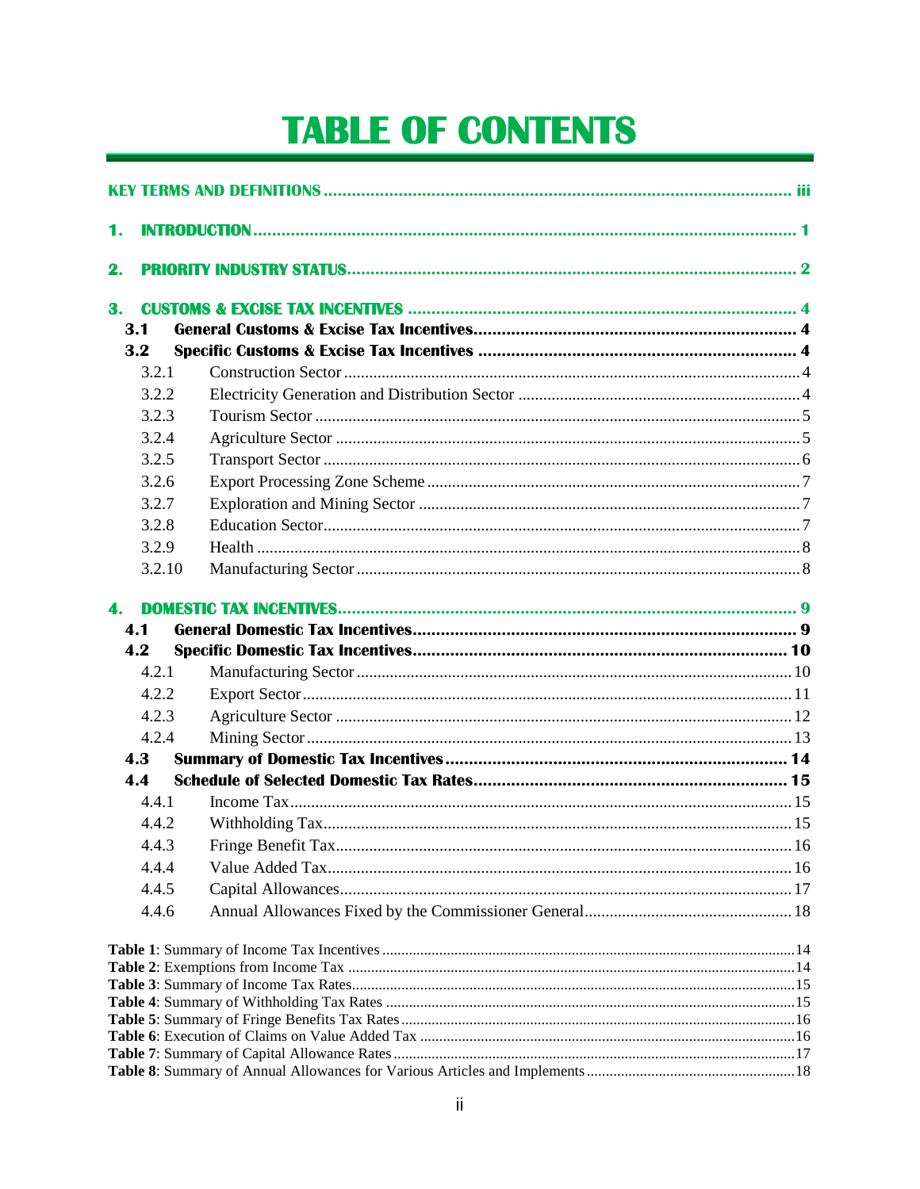# TABLE OF CONTENTS

**KEY TERMS AND DEFINITIONS** ..... iii

**1. INTRODUCTION** ..... 1

**2. PRIORITY INDUSTRY STATUS** ..... 2

**3. CUSTOMS & EXCISE TAX INCENTIVES** ..... 4

- **3.1 General Customs & Excise Tax Incentives** ..... 4
- **3.2 Specific Customs & Excise Tax Incentives** ..... 4
  - 3.2.1 Construction Sector ..... 4
  - 3.2.2 Electricity Generation and Distribution Sector ..... 4
  - 3.2.3 Tourism Sector ..... 5
  - 3.2.4 Agriculture Sector ..... 5
  - 3.2.5 Transport Sector ..... 6
  - 3.2.6 Export Processing Zone Scheme ..... 7
  - 3.2.7 Exploration and Mining Sector ..... 7
  - 3.2.8 Education Sector ..... 7
  - 3.2.9 Health ..... 8
  - 3.2.10 Manufacturing Sector ..... 8

**4. DOMESTIC TAX INCENTIVES** ..... 9

- **4.1 General Domestic Tax Incentives** ..... 9
- **4.2 Specific Domestic Tax Incentives** ..... 10
  - 4.2.1 Manufacturing Sector ..... 10
  - 4.2.2 Export Sector ..... 11
  - 4.2.3 Agriculture Sector ..... 12
  - 4.2.4 Mining Sector ..... 13
- **4.3 Summary of Domestic Tax Incentives** ..... 14
- **4.4 Schedule of Selected Domestic Tax Rates** ..... 15
  - 4.4.1 Income Tax ..... 15
  - 4.4.2 Withholding Tax ..... 15
  - 4.4.3 Fringe Benefit Tax ..... 16
  - 4.4.4 Value Added Tax ..... 16
  - 4.4.5 Capital Allowances ..... 17
  - 4.4.6 Annual Allowances Fixed by the Commissioner General ..... 18

**Table 1**: Summary of Income Tax Incentives ..... 14
**Table 2**: Exemptions from Income Tax ..... 14
**Table 3**: Summary of Income Tax Rates ..... 15
**Table 4**: Summary of Withholding Tax Rates ..... 15
**Table 5**: Summary of Fringe Benefits Tax Rates ..... 16
**Table 6**: Execution of Claims on Value Added Tax ..... 16
**Table 7**: Summary of Capital Allowance Rates ..... 17
**Table 8**: Summary of Annual Allowances for Various Articles and Implements ..... 18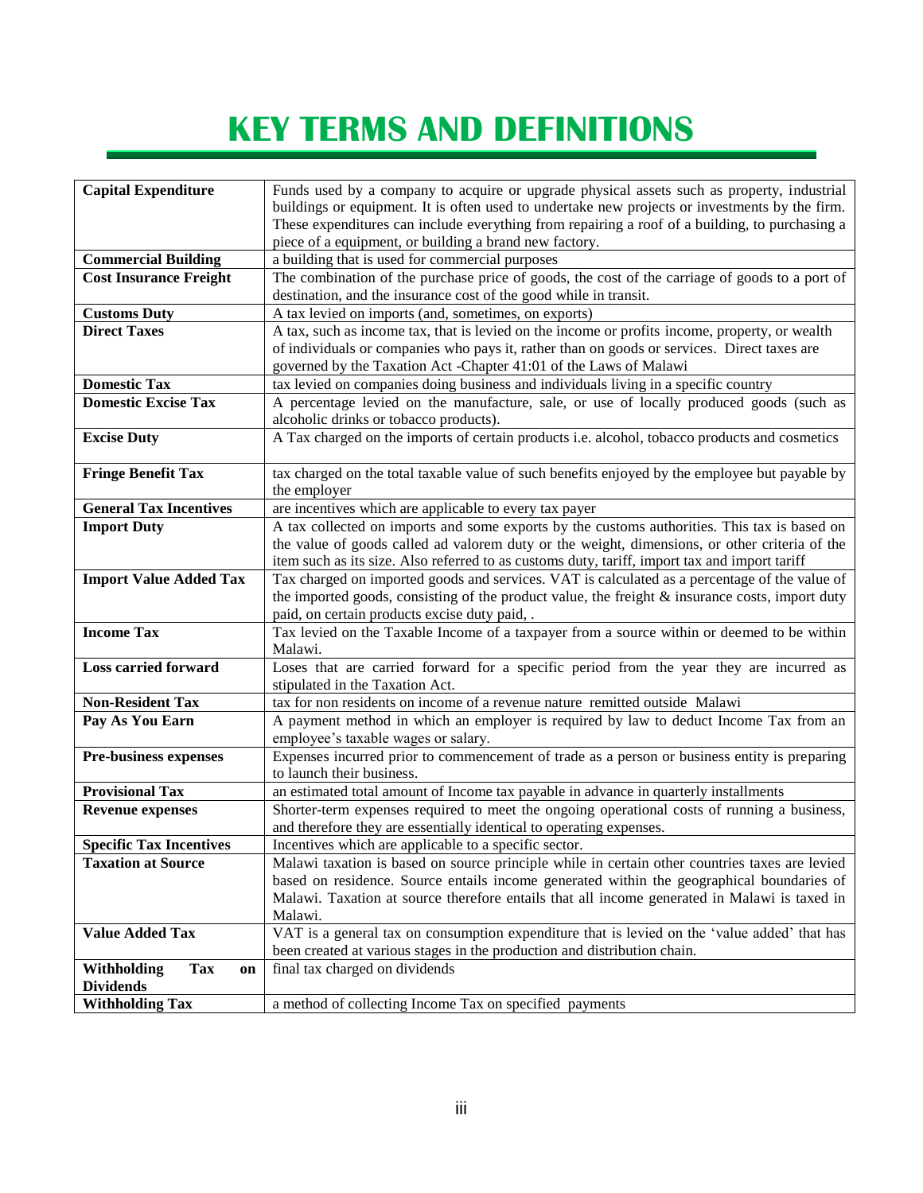# KEY TERMS AND DEFINITIONS

| | |
|---|---|
| **Capital Expenditure** | Funds used by a company to acquire or upgrade physical assets such as property, industrial buildings or equipment. It is often used to undertake new projects or investments by the firm. These expenditures can include everything from repairing a roof of a building, to purchasing a piece of a equipment, or building a brand new factory. |
| **Commercial Building** | a building that is used for commercial purposes |
| **Cost Insurance Freight** | The combination of the purchase price of goods, the cost of the carriage of goods to a port of destination, and the insurance cost of the good while in transit. |
| **Customs Duty** | A tax levied on imports (and, sometimes, on exports) |
| **Direct Taxes** | A tax, such as income tax, that is levied on the income or profits income, property, or wealth of individuals or companies who pays it, rather than on goods or services. Direct taxes are governed by the Taxation Act -Chapter 41:01 of the Laws of Malawi |
| **Domestic Tax** | tax levied on companies doing business and individuals living in a specific country |
| **Domestic Excise Tax** | A percentage levied on the manufacture, sale, or use of locally produced goods (such as alcoholic drinks or tobacco products). |
| **Excise Duty** | A Tax charged on the imports of certain products i.e. alcohol, tobacco products and cosmetics |
| **Fringe Benefit Tax** | tax charged on the total taxable value of such benefits enjoyed by the employee but payable by the employer |
| **General Tax Incentives** | are incentives which are applicable to every tax payer |
| **Import Duty** | A tax collected on imports and some exports by the customs authorities. This tax is based on the value of goods called ad valorem duty or the weight, dimensions, or other criteria of the item such as its size. Also referred to as customs duty, tariff, import tax and import tariff |
| **Import Value Added Tax** | Tax charged on imported goods and services. VAT is calculated as a percentage of the value of the imported goods, consisting of the product value, the freight & insurance costs, import duty paid, on certain products excise duty paid, . |
| **Income Tax** | Tax levied on the Taxable Income of a taxpayer from a source within or deemed to be within Malawi. |
| **Loss carried forward** | Loses that are carried forward for a specific period from the year they are incurred as stipulated in the Taxation Act. |
| **Non-Resident Tax** | tax for non residents on income of a revenue nature remitted outside Malawi |
| **Pay As You Earn** | A payment method in which an employer is required by law to deduct Income Tax from an employee's taxable wages or salary. |
| **Pre-business expenses** | Expenses incurred prior to commencement of trade as a person or business entity is preparing to launch their business. |
| **Provisional Tax** | an estimated total amount of Income tax payable in advance in quarterly installments |
| **Revenue expenses** | Shorter-term expenses required to meet the ongoing operational costs of running a business, and therefore they are essentially identical to operating expenses. |
| **Specific Tax Incentives** | Incentives which are applicable to a specific sector. |
| **Taxation at Source** | Malawi taxation is based on source principle while in certain other countries taxes are levied based on residence. Source entails income generated within the geographical boundaries of Malawi. Taxation at source therefore entails that all income generated in Malawi is taxed in Malawi. |
| **Value Added Tax** | VAT is a general tax on consumption expenditure that is levied on the 'value added' that has been created at various stages in the production and distribution chain. |
| **Withholding Tax on Dividends** | final tax charged on dividends |
| **Withholding Tax** | a method of collecting Income Tax on specified payments |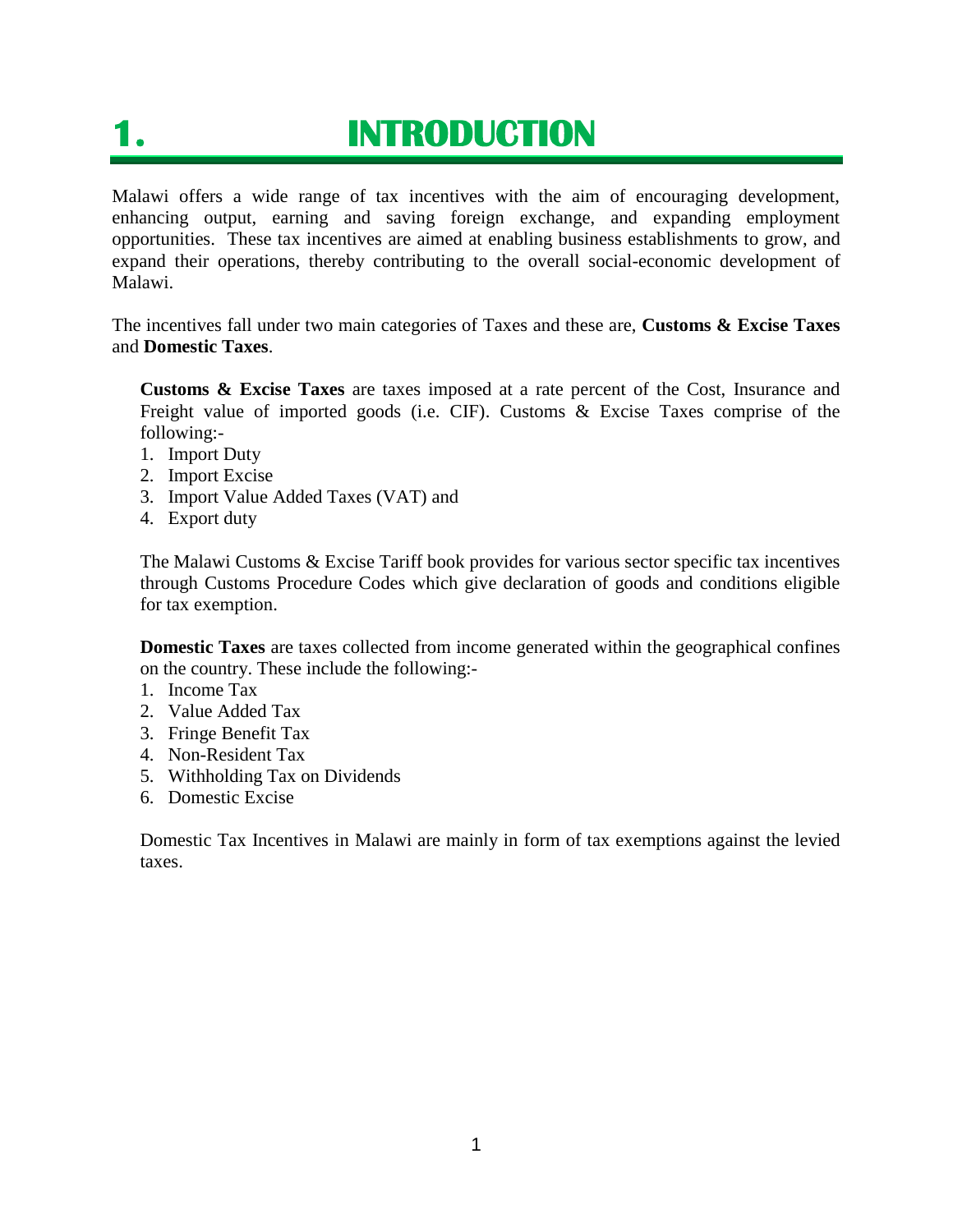# 1. INTRODUCTION

Malawi offers a wide range of tax incentives with the aim of encouraging development, enhancing output, earning and saving foreign exchange, and expanding employment opportunities. These tax incentives are aimed at enabling business establishments to grow, and expand their operations, thereby contributing to the overall social-economic development of Malawi.

The incentives fall under two main categories of Taxes and these are, **Customs & Excise Taxes** and **Domestic Taxes**.

**Customs & Excise Taxes** are taxes imposed at a rate percent of the Cost, Insurance and Freight value of imported goods (i.e. CIF). Customs & Excise Taxes comprise of the following:-

1. Import Duty
2. Import Excise
3. Import Value Added Taxes (VAT) and
4. Export duty

The Malawi Customs & Excise Tariff book provides for various sector specific tax incentives through Customs Procedure Codes which give declaration of goods and conditions eligible for tax exemption.

**Domestic Taxes** are taxes collected from income generated within the geographical confines on the country. These include the following:-

1. Income Tax
2. Value Added Tax
3. Fringe Benefit Tax
4. Non-Resident Tax
5. Withholding Tax on Dividends
6. Domestic Excise

Domestic Tax Incentives in Malawi are mainly in form of tax exemptions against the levied taxes.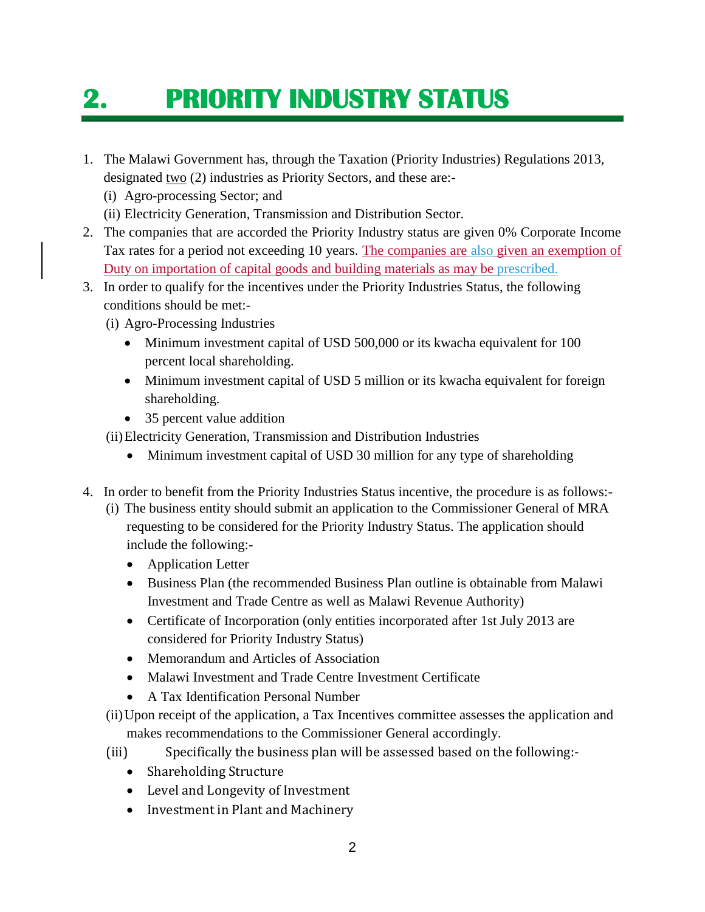# 2. PRIORITY INDUSTRY STATUS

1. The Malawi Government has, through the Taxation (Priority Industries) Regulations 2013, designated two (2) industries as Priority Sectors, and these are:-
   (i) Agro-processing Sector; and
   (ii) Electricity Generation, Transmission and Distribution Sector.
2. The companies that are accorded the Priority Industry status are given 0% Corporate Income Tax rates for a period not exceeding 10 years. The companies are also given an exemption of Duty on importation of capital goods and building materials as may be prescribed.
3. In order to qualify for the incentives under the Priority Industries Status, the following conditions should be met:-
   (i) Agro-Processing Industries
   - Minimum investment capital of USD 500,000 or its kwacha equivalent for 100 percent local shareholding.
   - Minimum investment capital of USD 5 million or its kwacha equivalent for foreign shareholding.
   - 35 percent value addition

   (ii) Electricity Generation, Transmission and Distribution Industries
   - Minimum investment capital of USD 30 million for any type of shareholding
4. In order to benefit from the Priority Industries Status incentive, the procedure is as follows:-
   (i) The business entity should submit an application to the Commissioner General of MRA requesting to be considered for the Priority Industry Status. The application should include the following:-
   - Application Letter
   - Business Plan (the recommended Business Plan outline is obtainable from Malawi Investment and Trade Centre as well as Malawi Revenue Authority)
   - Certificate of Incorporation (only entities incorporated after 1st July 2013 are considered for Priority Industry Status)
   - Memorandum and Articles of Association
   - Malawi Investment and Trade Centre Investment Certificate
   - A Tax Identification Personal Number

   (ii) Upon receipt of the application, a Tax Incentives committee assesses the application and makes recommendations to the Commissioner General accordingly.

   (iii) Specifically the business plan will be assessed based on the following:-
   - Shareholding Structure
   - Level and Longevity of Investment
   - Investment in Plant and Machinery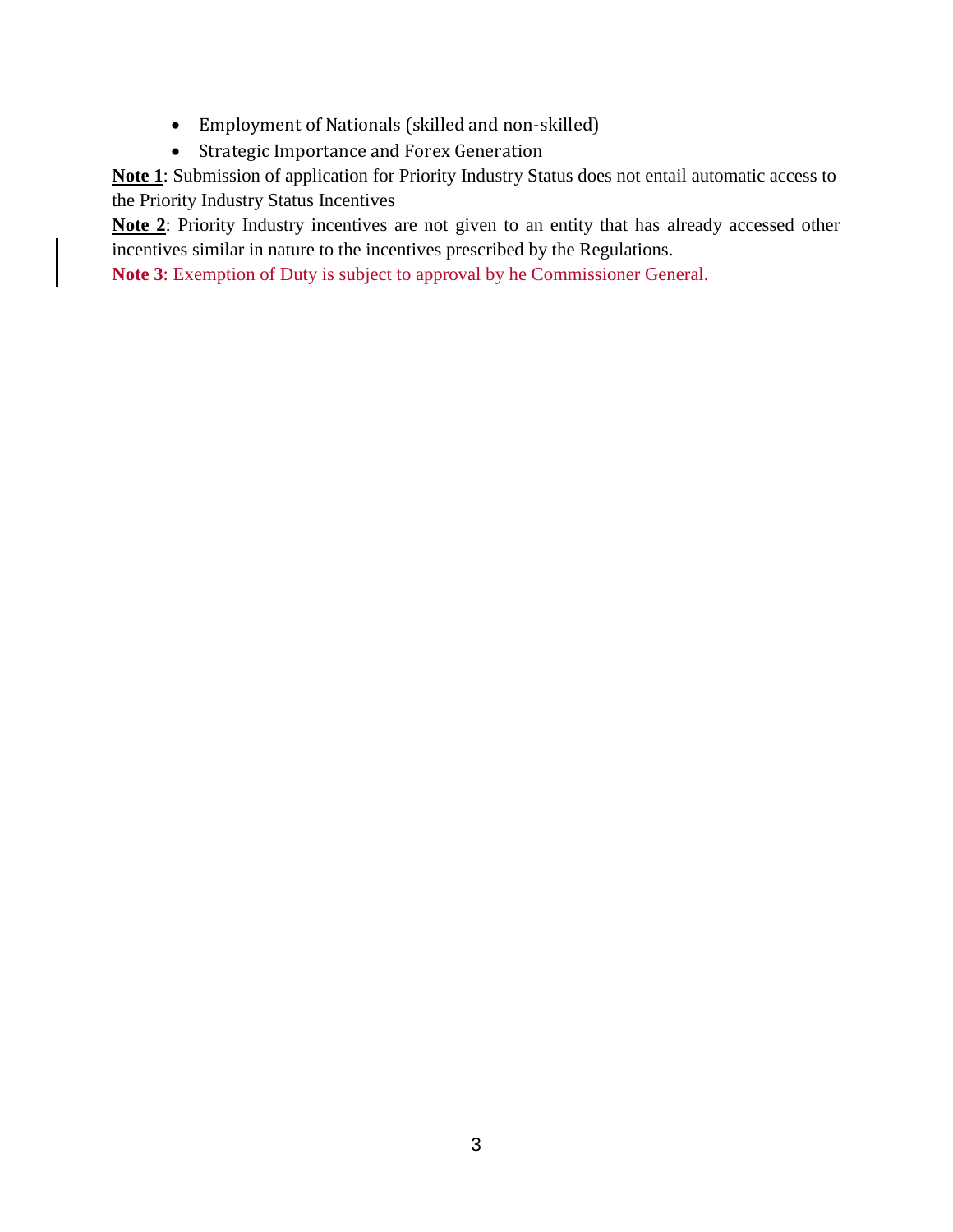- Employment of Nationals (skilled and non-skilled)
- Strategic Importance and Forex Generation

**Note 1**: Submission of application for Priority Industry Status does not entail automatic access to the Priority Industry Status Incentives

**Note 2**: Priority Industry incentives are not given to an entity that has already accessed other incentives similar in nature to the incentives prescribed by the Regulations.

**Note 3**: Exemption of Duty is subject to approval by he Commissioner General.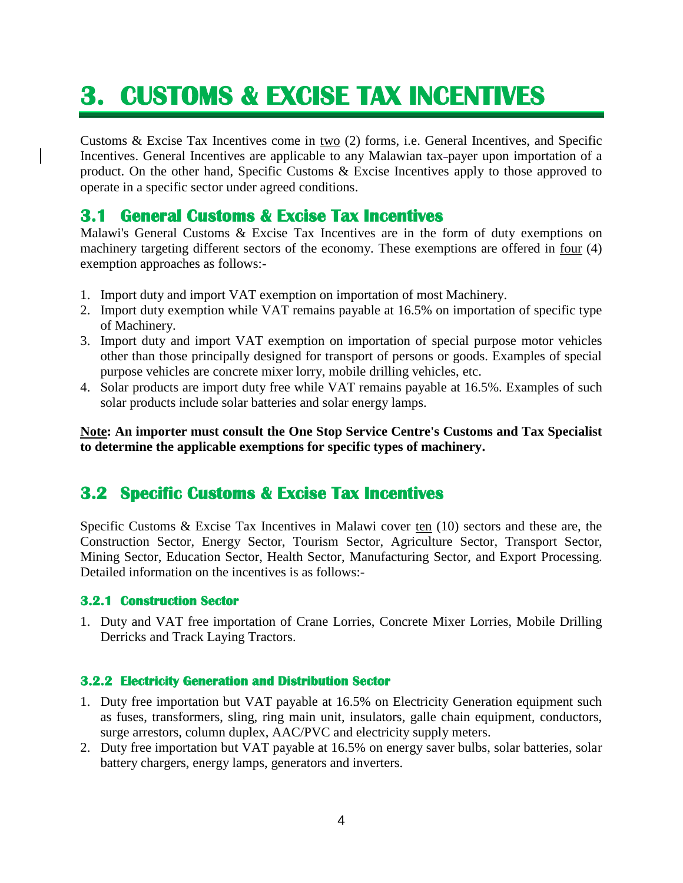# 3. CUSTOMS & EXCISE TAX INCENTIVES

Customs & Excise Tax Incentives come in two (2) forms, i.e. General Incentives, and Specific Incentives. General Incentives are applicable to any Malawian tax-payer upon importation of a product. On the other hand, Specific Customs & Excise Incentives apply to those approved to operate in a specific sector under agreed conditions.

## 3.1 General Customs & Excise Tax Incentives

Malawi's General Customs & Excise Tax Incentives are in the form of duty exemptions on machinery targeting different sectors of the economy. These exemptions are offered in four (4) exemption approaches as follows:-

1. Import duty and import VAT exemption on importation of most Machinery.
2. Import duty exemption while VAT remains payable at 16.5% on importation of specific type of Machinery.
3. Import duty and import VAT exemption on importation of special purpose motor vehicles other than those principally designed for transport of persons or goods. Examples of special purpose vehicles are concrete mixer lorry, mobile drilling vehicles, etc.
4. Solar products are import duty free while VAT remains payable at 16.5%. Examples of such solar products include solar batteries and solar energy lamps.

**Note: An importer must consult the One Stop Service Centre's Customs and Tax Specialist to determine the applicable exemptions for specific types of machinery.**

## 3.2 Specific Customs & Excise Tax Incentives

Specific Customs & Excise Tax Incentives in Malawi cover ten (10) sectors and these are, the Construction Sector, Energy Sector, Tourism Sector, Agriculture Sector, Transport Sector, Mining Sector, Education Sector, Health Sector, Manufacturing Sector, and Export Processing. Detailed information on the incentives is as follows:-

### 3.2.1 Construction Sector

1. Duty and VAT free importation of Crane Lorries, Concrete Mixer Lorries, Mobile Drilling Derricks and Track Laying Tractors.

### 3.2.2 Electricity Generation and Distribution Sector

1. Duty free importation but VAT payable at 16.5% on Electricity Generation equipment such as fuses, transformers, sling, ring main unit, insulators, galle chain equipment, conductors, surge arrestors, column duplex, AAC/PVC and electricity supply meters.
2. Duty free importation but VAT payable at 16.5% on energy saver bulbs, solar batteries, solar battery chargers, energy lamps, generators and inverters.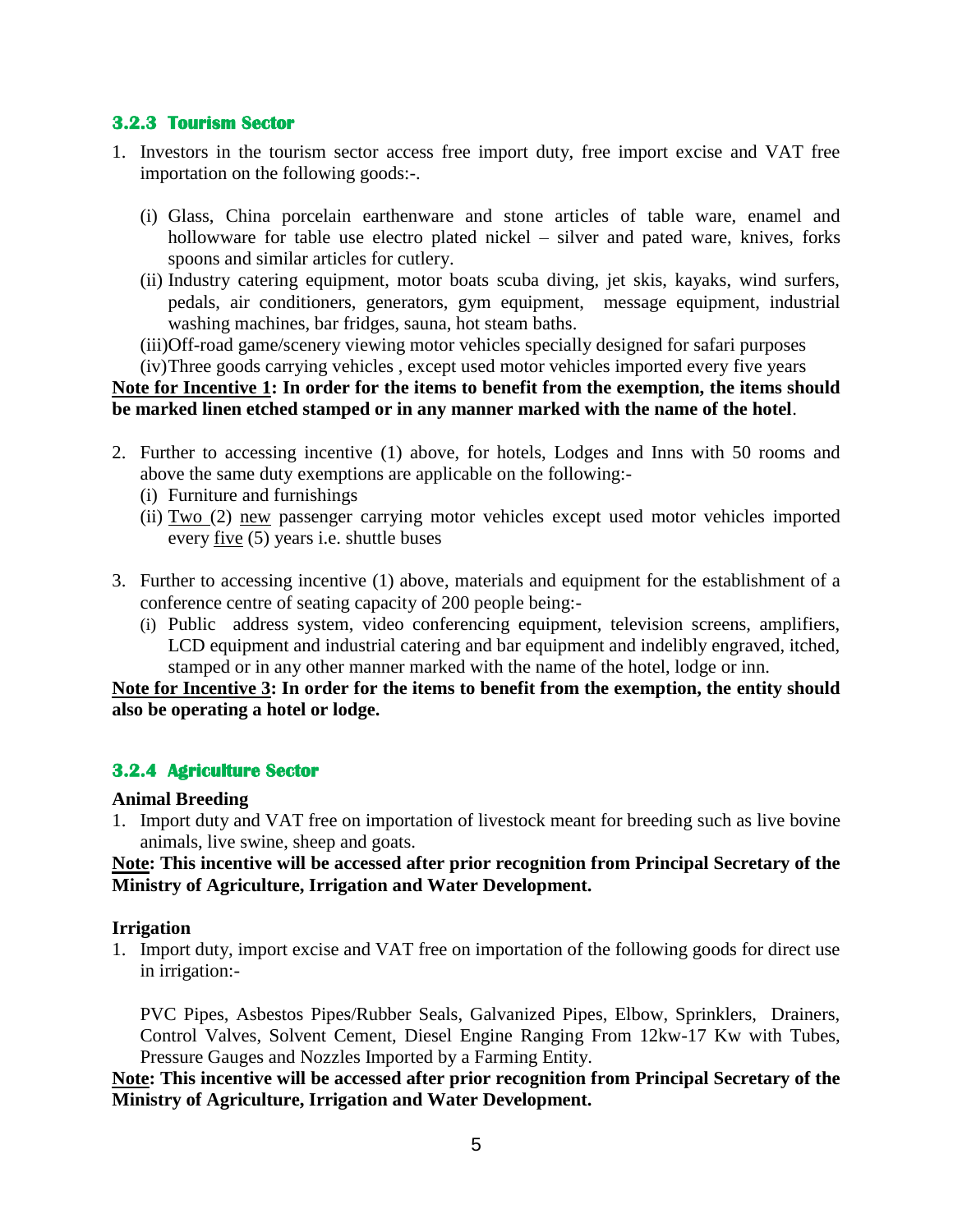### 3.2.3 Tourism Sector

1. Investors in the tourism sector access free import duty, free import excise and VAT free importation on the following goods:-.

   (i) Glass, China porcelain earthenware and stone articles of table ware, enamel and hollowware for table use electro plated nickel – silver and pated ware, knives, forks spoons and similar articles for cutlery.

   (ii) Industry catering equipment, motor boats scuba diving, jet skis, kayaks, wind surfers, pedals, air conditioners, generators, gym equipment, message equipment, industrial washing machines, bar fridges, sauna, hot steam baths.

   (iii) Off-road game/scenery viewing motor vehicles specially designed for safari purposes

   (iv) Three goods carrying vehicles , except used motor vehicles imported every five years

**Note for Incentive 1: In order for the items to benefit from the exemption, the items should be marked linen etched stamped or in any manner marked with the name of the hotel**.

2. Further to accessing incentive (1) above, for hotels, Lodges and Inns with 50 rooms and above the same duty exemptions are applicable on the following:-

   (i) Furniture and furnishings

   (ii) Two (2) new passenger carrying motor vehicles except used motor vehicles imported every five (5) years i.e. shuttle buses

3. Further to accessing incentive (1) above, materials and equipment for the establishment of a conference centre of seating capacity of 200 people being:-

   (i) Public address system, video conferencing equipment, television screens, amplifiers, LCD equipment and industrial catering and bar equipment and indelibly engraved, itched, stamped or in any other manner marked with the name of the hotel, lodge or inn.

**Note for Incentive 3: In order for the items to benefit from the exemption, the entity should also be operating a hotel or lodge.**

### 3.2.4 Agriculture Sector

**Animal Breeding**

1. Import duty and VAT free on importation of livestock meant for breeding such as live bovine animals, live swine, sheep and goats.

**Note: This incentive will be accessed after prior recognition from Principal Secretary of the Ministry of Agriculture, Irrigation and Water Development.**

**Irrigation**

1. Import duty, import excise and VAT free on importation of the following goods for direct use in irrigation:-

   PVC Pipes, Asbestos Pipes/Rubber Seals, Galvanized Pipes, Elbow, Sprinklers, Drainers, Control Valves, Solvent Cement, Diesel Engine Ranging From 12kw-17 Kw with Tubes, Pressure Gauges and Nozzles Imported by a Farming Entity.

**Note: This incentive will be accessed after prior recognition from Principal Secretary of the Ministry of Agriculture, Irrigation and Water Development.**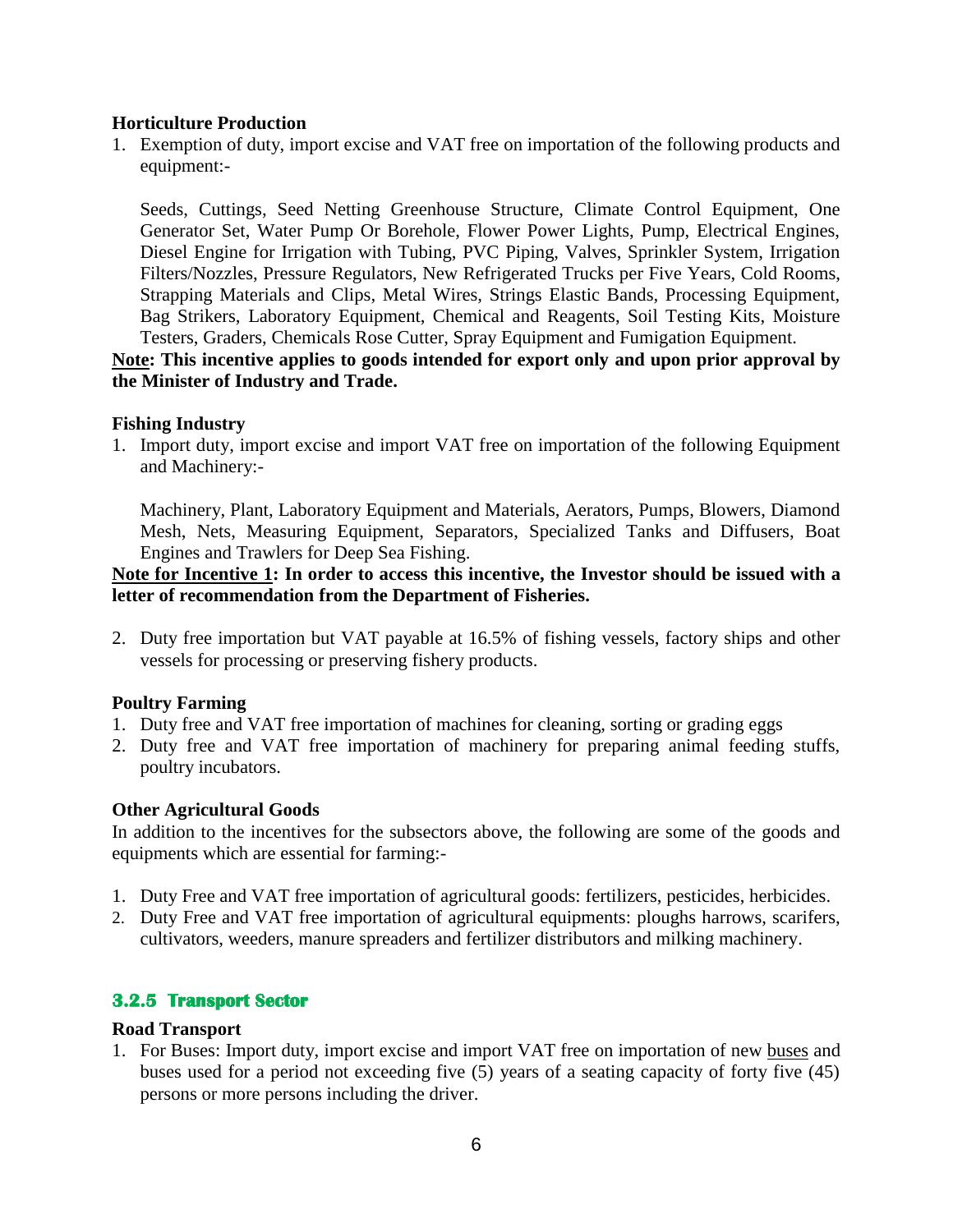**Horticulture Production**

1. Exemption of duty, import excise and VAT free on importation of the following products and equipment:-

   Seeds, Cuttings, Seed Netting Greenhouse Structure, Climate Control Equipment, One Generator Set, Water Pump Or Borehole, Flower Power Lights, Pump, Electrical Engines, Diesel Engine for Irrigation with Tubing, PVC Piping, Valves, Sprinkler System, Irrigation Filters/Nozzles, Pressure Regulators, New Refrigerated Trucks per Five Years, Cold Rooms, Strapping Materials and Clips, Metal Wires, Strings Elastic Bands, Processing Equipment, Bag Strikers, Laboratory Equipment, Chemical and Reagents, Soil Testing Kits, Moisture Testers, Graders, Chemicals Rose Cutter, Spray Equipment and Fumigation Equipment.

**Note: This incentive applies to goods intended for export only and upon prior approval by the Minister of Industry and Trade.**

**Fishing Industry**

1. Import duty, import excise and import VAT free on importation of the following Equipment and Machinery:-

   Machinery, Plant, Laboratory Equipment and Materials, Aerators, Pumps, Blowers, Diamond Mesh, Nets, Measuring Equipment, Separators, Specialized Tanks and Diffusers, Boat Engines and Trawlers for Deep Sea Fishing.

**Note for Incentive 1: In order to access this incentive, the Investor should be issued with a letter of recommendation from the Department of Fisheries.**

2. Duty free importation but VAT payable at 16.5% of fishing vessels, factory ships and other vessels for processing or preserving fishery products.

**Poultry Farming**

1. Duty free and VAT free importation of machines for cleaning, sorting or grading eggs
2. Duty free and VAT free importation of machinery for preparing animal feeding stuffs, poultry incubators.

**Other Agricultural Goods**

In addition to the incentives for the subsectors above, the following are some of the goods and equipments which are essential for farming:-

1. Duty Free and VAT free importation of agricultural goods: fertilizers, pesticides, herbicides.
2. Duty Free and VAT free importation of agricultural equipments: ploughs harrows, scarifers, cultivators, weeders, manure spreaders and fertilizer distributors and milking machinery.

### 3.2.5 Transport Sector

**Road Transport**

1. For Buses: Import duty, import excise and import VAT free on importation of new buses and buses used for a period not exceeding five (5) years of a seating capacity of forty five (45) persons or more persons including the driver.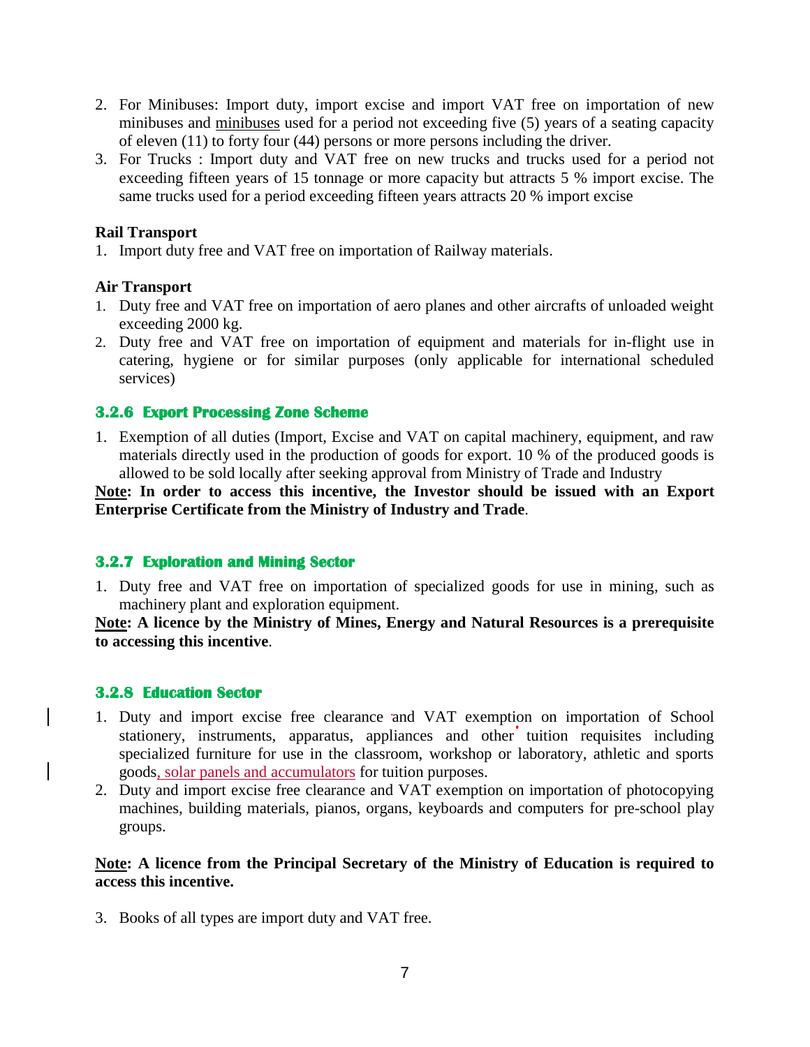2. For Minibuses: Import duty, import excise and import VAT free on importation of new minibuses and minibuses used for a period not exceeding five (5) years of a seating capacity of eleven (11) to forty four (44) persons or more persons including the driver.
3. For Trucks : Import duty and VAT free on new trucks and trucks used for a period not exceeding fifteen years of 15 tonnage or more capacity but attracts 5 % import excise. The same trucks used for a period exceeding fifteen years attracts 20 % import excise

**Rail Transport**

1. Import duty free and VAT free on importation of Railway materials.

**Air Transport**

1. Duty free and VAT free on importation of aero planes and other aircrafts of unloaded weight exceeding 2000 kg.
2. Duty free and VAT free on importation of equipment and materials for in-flight use in catering, hygiene or for similar purposes (only applicable for international scheduled services)

### 3.2.6 Export Processing Zone Scheme

1. Exemption of all duties (Import, Excise and VAT on capital machinery, equipment, and raw materials directly used in the production of goods for export. 10 % of the produced goods is allowed to be sold locally after seeking approval from Ministry of Trade and Industry

**Note: In order to access this incentive, the Investor should be issued with an Export Enterprise Certificate from the Ministry of Industry and Trade**.

### 3.2.7 Exploration and Mining Sector

1. Duty free and VAT free on importation of specialized goods for use in mining, such as machinery plant and exploration equipment.

**Note: A licence by the Ministry of Mines, Energy and Natural Resources is a prerequisite to accessing this incentive**.

### 3.2.8 Education Sector

1. Duty and import excise free clearance and VAT exemption on importation of School stationery, instruments, apparatus, appliances and other tuition requisites including specialized furniture for use in the classroom, workshop or laboratory, athletic and sports goods, solar panels and accumulators for tuition purposes.
2. Duty and import excise free clearance and VAT exemption on importation of photocopying machines, building materials, pianos, organs, keyboards and computers for pre-school play groups.

**Note: A licence from the Principal Secretary of the Ministry of Education is required to access this incentive.**

3. Books of all types are import duty and VAT free.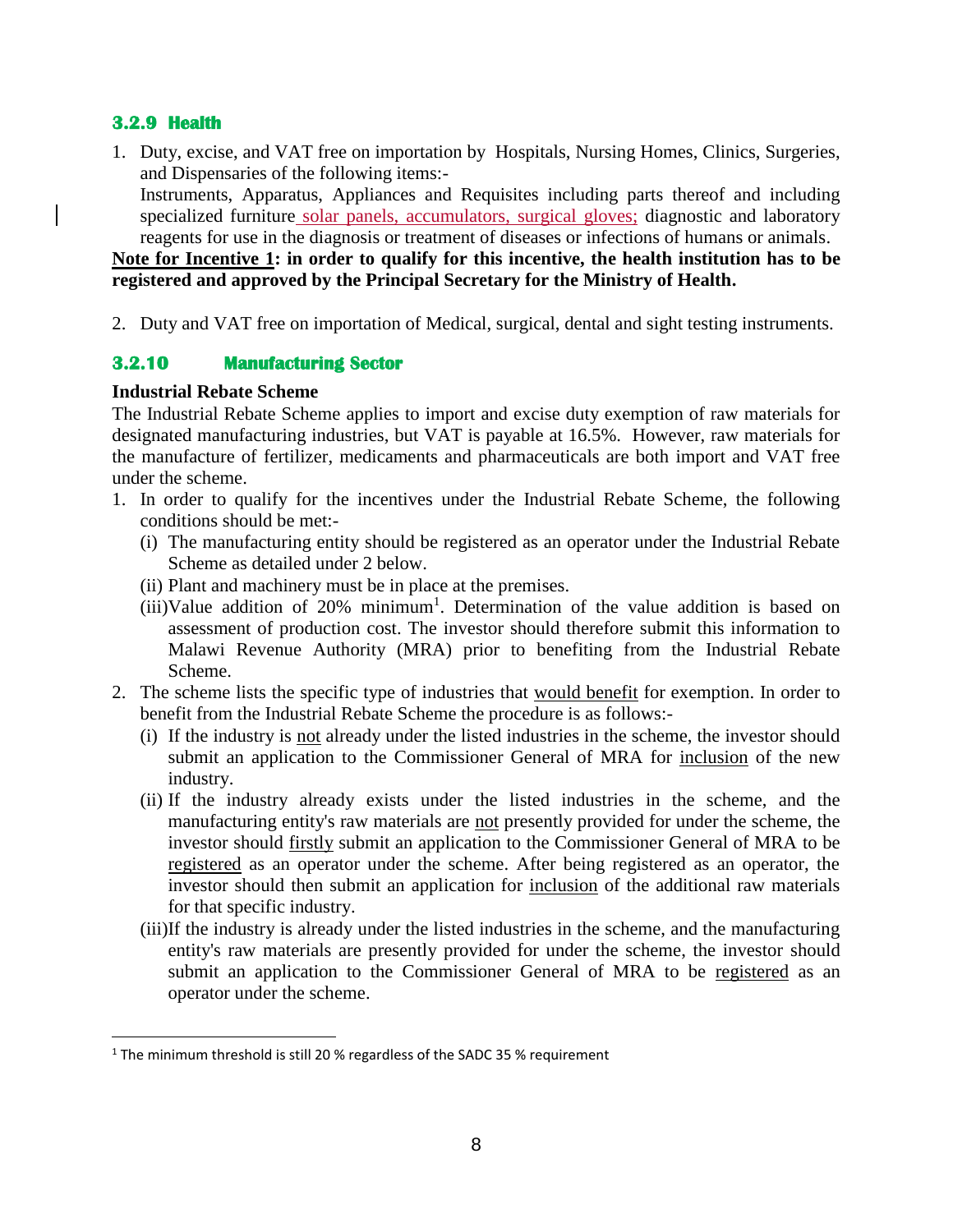### 3.2.9 Health

1. Duty, excise, and VAT free on importation by Hospitals, Nursing Homes, Clinics, Surgeries, and Dispensaries of the following items:-
   Instruments, Apparatus, Appliances and Requisites including parts thereof and including specialized furniture solar panels, accumulators, surgical gloves; diagnostic and laboratory reagents for use in the diagnosis or treatment of diseases or infections of humans or animals.

**Note for Incentive 1: in order to qualify for this incentive, the health institution has to be registered and approved by the Principal Secretary for the Ministry of Health.**

2. Duty and VAT free on importation of Medical, surgical, dental and sight testing instruments.

### 3.2.10 Manufacturing Sector

**Industrial Rebate Scheme**

The Industrial Rebate Scheme applies to import and excise duty exemption of raw materials for designated manufacturing industries, but VAT is payable at 16.5%. However, raw materials for the manufacture of fertilizer, medicaments and pharmaceuticals are both import and VAT free under the scheme.

1. In order to qualify for the incentives under the Industrial Rebate Scheme, the following conditions should be met:-
   (i) The manufacturing entity should be registered as an operator under the Industrial Rebate Scheme as detailed under 2 below.
   (ii) Plant and machinery must be in place at the premises.
   (iii) Value addition of 20% minimum[1]. Determination of the value addition is based on assessment of production cost. The investor should therefore submit this information to Malawi Revenue Authority (MRA) prior to benefiting from the Industrial Rebate Scheme.
2. The scheme lists the specific type of industries that would benefit for exemption. In order to benefit from the Industrial Rebate Scheme the procedure is as follows:-
   (i) If the industry is not already under the listed industries in the scheme, the investor should submit an application to the Commissioner General of MRA for inclusion of the new industry.
   (ii) If the industry already exists under the listed industries in the scheme, and the manufacturing entity's raw materials are not presently provided for under the scheme, the investor should firstly submit an application to the Commissioner General of MRA to be registered as an operator under the scheme. After being registered as an operator, the investor should then submit an application for inclusion of the additional raw materials for that specific industry.
   (iii) If the industry is already under the listed industries in the scheme, and the manufacturing entity's raw materials are presently provided for under the scheme, the investor should submit an application to the Commissioner General of MRA to be registered as an operator under the scheme.

[1] The minimum threshold is still 20 % regardless of the SADC 35 % requirement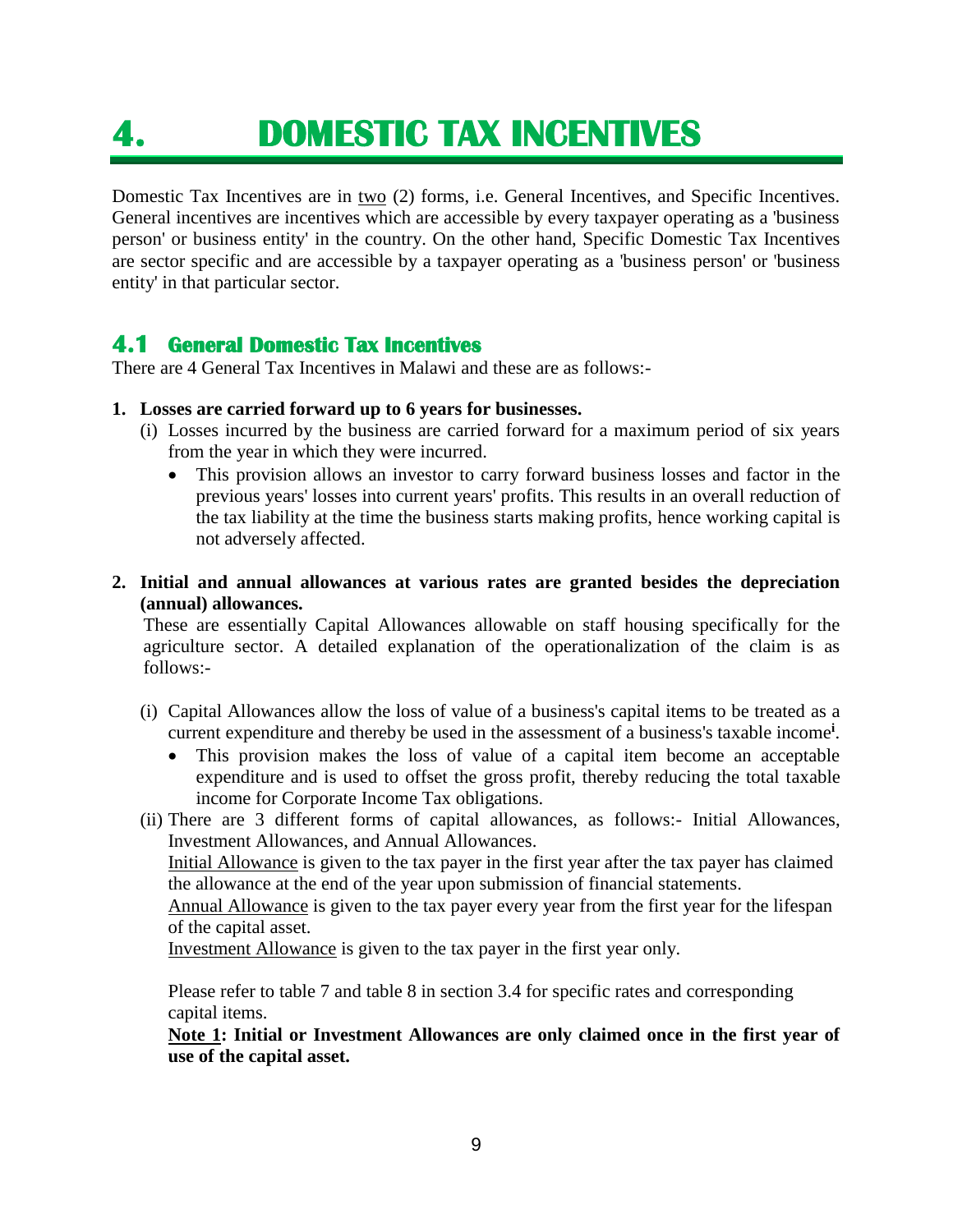# 4. DOMESTIC TAX INCENTIVES

Domestic Tax Incentives are in <u>two</u> (2) forms, i.e. General Incentives, and Specific Incentives. General incentives are incentives which are accessible by every taxpayer operating as a 'business person' or business entity' in the country. On the other hand, Specific Domestic Tax Incentives are sector specific and are accessible by a taxpayer operating as a 'business person' or 'business entity' in that particular sector.

## 4.1 General Domestic Tax Incentives

There are 4 General Tax Incentives in Malawi and these are as follows:-

1. **Losses are carried forward up to 6 years for businesses.**
   (i) Losses incurred by the business are carried forward for a maximum period of six years from the year in which they were incurred.
   - This provision allows an investor to carry forward business losses and factor in the previous years' losses into current years' profits. This results in an overall reduction of the tax liability at the time the business starts making profits, hence working capital is not adversely affected.

2. **Initial and annual allowances at various rates are granted besides the depreciation (annual) allowances.**
   These are essentially Capital Allowances allowable on staff housing specifically for the agriculture sector. A detailed explanation of the operationalization of the claim is as follows:-

   (i) Capital Allowances allow the loss of value of a business's capital items to be treated as a current expenditure and thereby be used in the assessment of a business's taxable income[i].
   - This provision makes the loss of value of a capital item become an acceptable expenditure and is used to offset the gross profit, thereby reducing the total taxable income for Corporate Income Tax obligations.

   (ii) There are 3 different forms of capital allowances, as follows:- Initial Allowances, Investment Allowances, and Annual Allowances.
   <u>Initial Allowance</u> is given to the tax payer in the first year after the tax payer has claimed the allowance at the end of the year upon submission of financial statements.
   <u>Annual Allowance</u> is given to the tax payer every year from the first year for the lifespan of the capital asset.
   <u>Investment Allowance</u> is given to the tax payer in the first year only.

   Please refer to table 7 and table 8 in section 3.4 for specific rates and corresponding capital items.
   **<u>Note 1</u>: Initial or Investment Allowances are only claimed once in the first year of use of the capital asset.**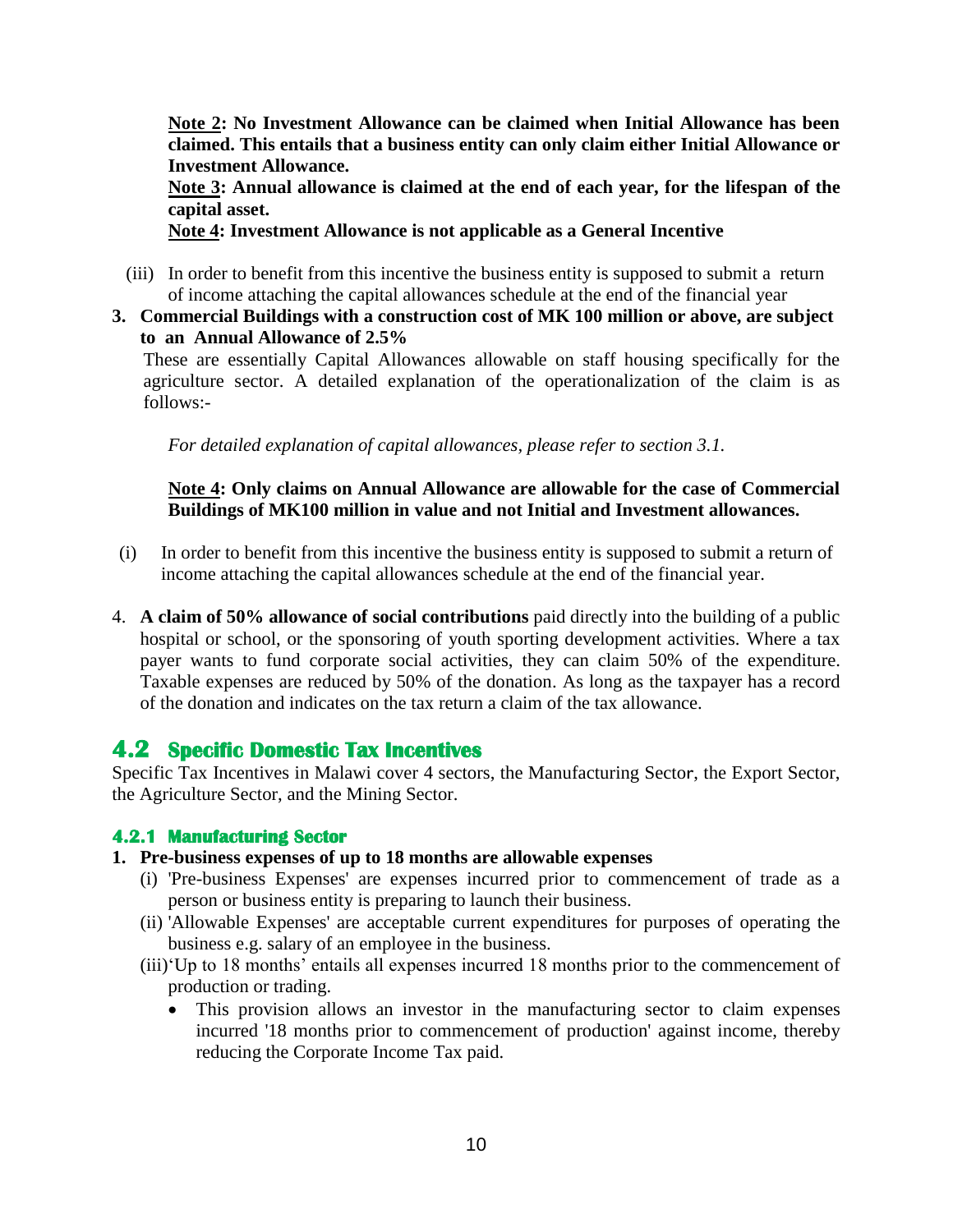**Note 2: No Investment Allowance can be claimed when Initial Allowance has been claimed. This entails that a business entity can only claim either Initial Allowance or Investment Allowance.**

**Note 3: Annual allowance is claimed at the end of each year, for the lifespan of the capital asset.**

**Note 4: Investment Allowance is not applicable as a General Incentive**

(iii) In order to benefit from this incentive the business entity is supposed to submit a return of income attaching the capital allowances schedule at the end of the financial year

**3. Commercial Buildings with a construction cost of MK 100 million or above, are subject to an Annual Allowance of 2.5%**

These are essentially Capital Allowances allowable on staff housing specifically for the agriculture sector. A detailed explanation of the operationalization of the claim is as follows:-

*For detailed explanation of capital allowances, please refer to section 3.1.*

**Note 4: Only claims on Annual Allowance are allowable for the case of Commercial Buildings of MK100 million in value and not Initial and Investment allowances.**

(i) In order to benefit from this incentive the business entity is supposed to submit a return of income attaching the capital allowances schedule at the end of the financial year.

4. **A claim of 50% allowance of social contributions** paid directly into the building of a public hospital or school, or the sponsoring of youth sporting development activities. Where a tax payer wants to fund corporate social activities, they can claim 50% of the expenditure. Taxable expenses are reduced by 50% of the donation. As long as the taxpayer has a record of the donation and indicates on the tax return a claim of the tax allowance.

## 4.2 Specific Domestic Tax Incentives

Specific Tax Incentives in Malawi cover 4 sectors, the Manufacturing Sector, the Export Sector, the Agriculture Sector, and the Mining Sector.

### 4.2.1 Manufacturing Sector

**1. Pre-business expenses of up to 18 months are allowable expenses**

(i) 'Pre-business Expenses' are expenses incurred prior to commencement of trade as a person or business entity is preparing to launch their business.

(ii) 'Allowable Expenses' are acceptable current expenditures for purposes of operating the business e.g. salary of an employee in the business.

(iii) 'Up to 18 months' entails all expenses incurred 18 months prior to the commencement of production or trading.

- This provision allows an investor in the manufacturing sector to claim expenses incurred '18 months prior to commencement of production' against income, thereby reducing the Corporate Income Tax paid.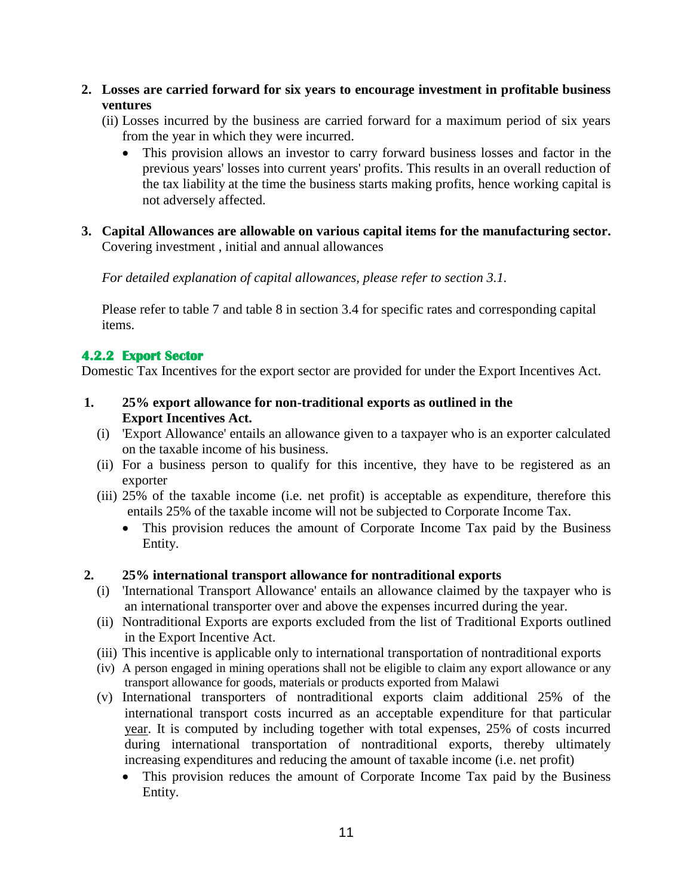2. **Losses are carried forward for six years to encourage investment in profitable business ventures**

   (ii) Losses incurred by the business are carried forward for a maximum period of six years from the year in which they were incurred.

   - This provision allows an investor to carry forward business losses and factor in the previous years' losses into current years' profits. This results in an overall reduction of the tax liability at the time the business starts making profits, hence working capital is not adversely affected.

3. **Capital Allowances are allowable on various capital items for the manufacturing sector.** Covering investment , initial and annual allowances

   *For detailed explanation of capital allowances, please refer to section 3.1.*

   Please refer to table 7 and table 8 in section 3.4 for specific rates and corresponding capital items.

### 4.2.2 Export Sector

Domestic Tax Incentives for the export sector are provided for under the Export Incentives Act.

1. **25% export allowance for non-traditional exports as outlined in the Export Incentives Act.**

   (i) 'Export Allowance' entails an allowance given to a taxpayer who is an exporter calculated on the taxable income of his business.

   (ii) For a business person to qualify for this incentive, they have to be registered as an exporter

   (iii) 25% of the taxable income (i.e. net profit) is acceptable as expenditure, therefore this entails 25% of the taxable income will not be subjected to Corporate Income Tax.

   - This provision reduces the amount of Corporate Income Tax paid by the Business Entity.

2. **25% international transport allowance for nontraditional exports**

   (i) 'International Transport Allowance' entails an allowance claimed by the taxpayer who is an international transporter over and above the expenses incurred during the year.

   (ii) Nontraditional Exports are exports excluded from the list of Traditional Exports outlined in the Export Incentive Act.

   (iii) This incentive is applicable only to international transportation of nontraditional exports

   (iv) A person engaged in mining operations shall not be eligible to claim any export allowance or any transport allowance for goods, materials or products exported from Malawi

   (v) International transporters of nontraditional exports claim additional 25% of the international transport costs incurred as an acceptable expenditure for that particular year. It is computed by including together with total expenses, 25% of costs incurred during international transportation of nontraditional exports, thereby ultimately increasing expenditures and reducing the amount of taxable income (i.e. net profit)

   - This provision reduces the amount of Corporate Income Tax paid by the Business Entity.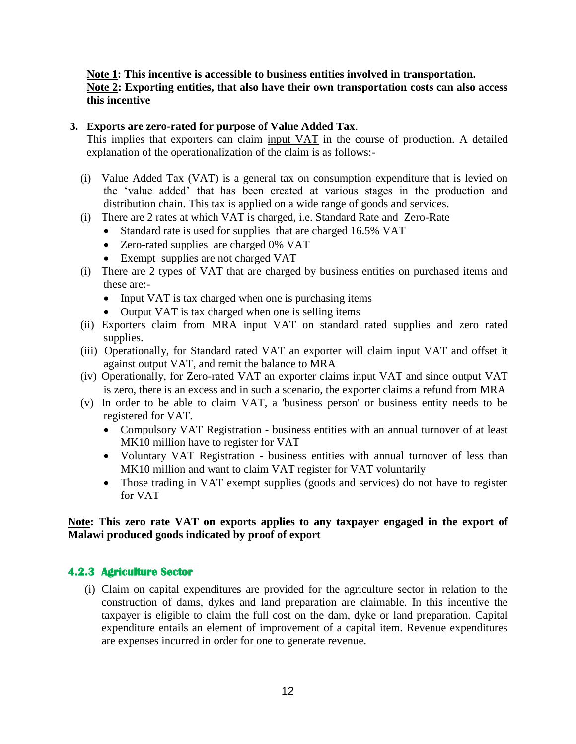**Note 1: This incentive is accessible to business entities involved in transportation.**
**Note 2: Exporting entities, that also have their own transportation costs can also access this incentive**

3. **Exports are zero-rated for purpose of Value Added Tax**.
   This implies that exporters can claim input VAT in the course of production. A detailed explanation of the operationalization of the claim is as follows:-

   (i) Value Added Tax (VAT) is a general tax on consumption expenditure that is levied on the 'value added' that has been created at various stages in the production and distribution chain. This tax is applied on a wide range of goods and services.

   (i) There are 2 rates at which VAT is charged, i.e. Standard Rate and Zero-Rate
   - Standard rate is used for supplies that are charged 16.5% VAT
   - Zero-rated supplies are charged 0% VAT
   - Exempt supplies are not charged VAT

   (i) There are 2 types of VAT that are charged by business entities on purchased items and these are:-
   - Input VAT is tax charged when one is purchasing items
   - Output VAT is tax charged when one is selling items

   (ii) Exporters claim from MRA input VAT on standard rated supplies and zero rated supplies.

   (iii) Operationally, for Standard rated VAT an exporter will claim input VAT and offset it against output VAT, and remit the balance to MRA

   (iv) Operationally, for Zero-rated VAT an exporter claims input VAT and since output VAT is zero, there is an excess and in such a scenario, the exporter claims a refund from MRA

   (v) In order to be able to claim VAT, a 'business person' or business entity needs to be registered for VAT.
   - Compulsory VAT Registration - business entities with an annual turnover of at least MK10 million have to register for VAT
   - Voluntary VAT Registration - business entities with annual turnover of less than MK10 million and want to claim VAT register for VAT voluntarily
   - Those trading in VAT exempt supplies (goods and services) do not have to register for VAT

**Note: This zero rate VAT on exports applies to any taxpayer engaged in the export of Malawi produced goods indicated by proof of export**

### 4.2.3 Agriculture Sector

(i) Claim on capital expenditures are provided for the agriculture sector in relation to the construction of dams, dykes and land preparation are claimable. In this incentive the taxpayer is eligible to claim the full cost on the dam, dyke or land preparation. Capital expenditure entails an element of improvement of a capital item. Revenue expenditures are expenses incurred in order for one to generate revenue.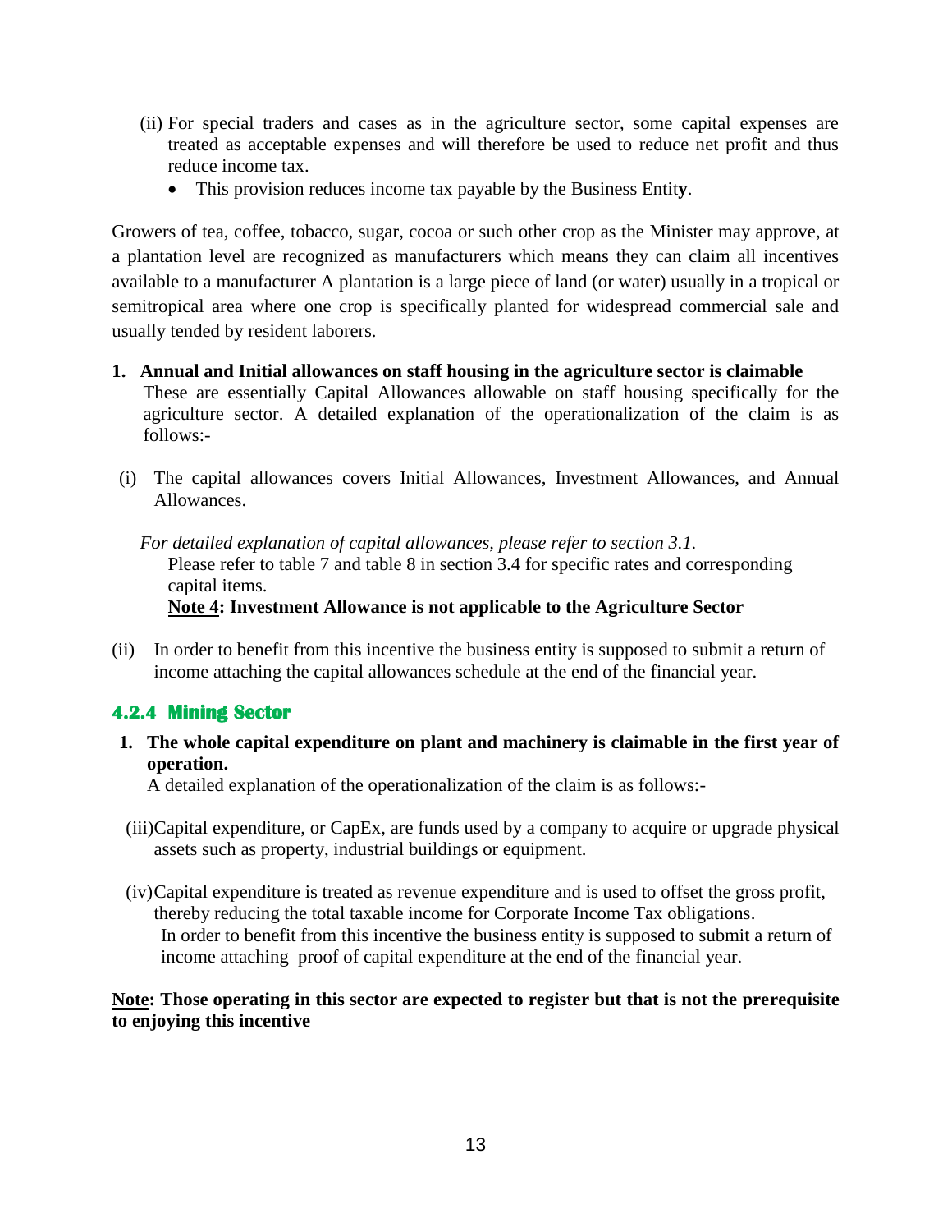(ii) For special traders and cases as in the agriculture sector, some capital expenses are treated as acceptable expenses and will therefore be used to reduce net profit and thus reduce income tax.

- This provision reduces income tax payable by the Business Entit**y**.

Growers of tea, coffee, tobacco, sugar, cocoa or such other crop as the Minister may approve, at a plantation level are recognized as manufacturers which means they can claim all incentives available to a manufacturer A plantation is a large piece of land (or water) usually in a tropical or semitropical area where one crop is specifically planted for widespread commercial sale and usually tended by resident laborers.

**1. Annual and Initial allowances on staff housing in the agriculture sector is claimable**

These are essentially Capital Allowances allowable on staff housing specifically for the agriculture sector. A detailed explanation of the operationalization of the claim is as follows:-

(i) The capital allowances covers Initial Allowances, Investment Allowances, and Annual Allowances.

*For detailed explanation of capital allowances, please refer to section 3.1.*

Please refer to table 7 and table 8 in section 3.4 for specific rates and corresponding capital items.

**Note 4: Investment Allowance is not applicable to the Agriculture Sector**

(ii) In order to benefit from this incentive the business entity is supposed to submit a return of income attaching the capital allowances schedule at the end of the financial year.

### 4.2.4 Mining Sector

**1. The whole capital expenditure on plant and machinery is claimable in the first year of operation.**

A detailed explanation of the operationalization of the claim is as follows:-

(iii) Capital expenditure, or CapEx, are funds used by a company to acquire or upgrade physical assets such as property, industrial buildings or equipment.

(iv) Capital expenditure is treated as revenue expenditure and is used to offset the gross profit, thereby reducing the total taxable income for Corporate Income Tax obligations.

In order to benefit from this incentive the business entity is supposed to submit a return of income attaching proof of capital expenditure at the end of the financial year.

**Note: Those operating in this sector are expected to register but that is not the prerequisite to enjoying this incentive**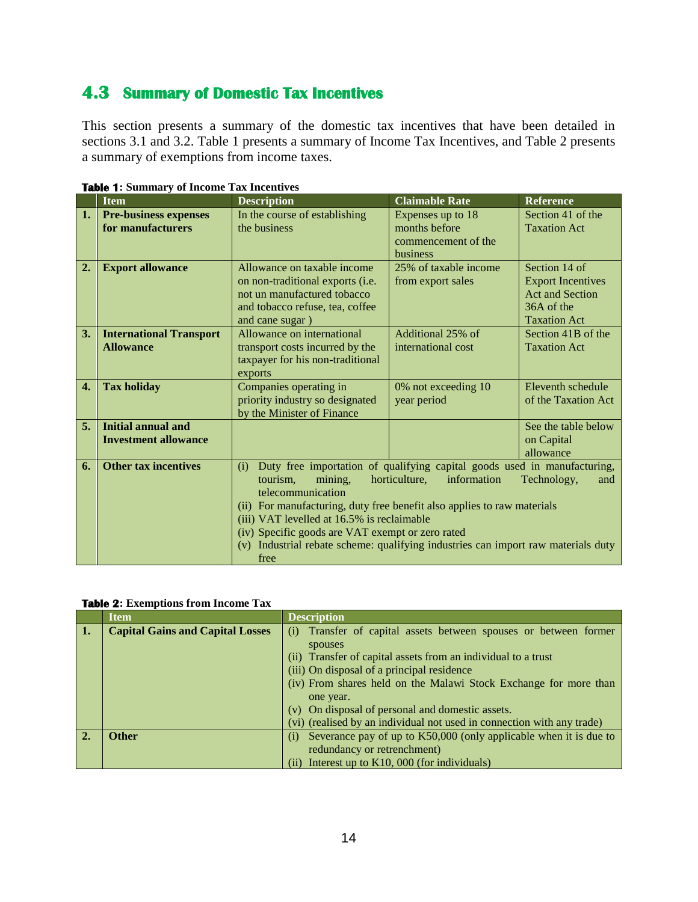## 4.3 Summary of Domestic Tax Incentives

This section presents a summary of the domestic tax incentives that have been detailed in sections 3.1 and 3.2. Table 1 presents a summary of Income Tax Incentives, and Table 2 presents a summary of exemptions from income taxes.

**Table 1: Summary of Income Tax Incentives**

| | Item | Description | Claimable Rate | Reference |
|---|---|---|---|---|
| **1.** | **Pre-business expenses for manufacturers** | In the course of establishing the business | Expenses up to 18 months before commencement of the business | Section 41 of the Taxation Act |
| **2.** | **Export allowance** | Allowance on taxable income on non-traditional exports (i.e. not un manufactured tobacco and tobacco refuse, tea, coffee and cane sugar ) | 25% of taxable income from export sales | Section 14 of Export Incentives Act and Section 36A of the Taxation Act |
| **3.** | **International Transport Allowance** | Allowance on international transport costs incurred by the taxpayer for his non-traditional exports | Additional 25% of international cost | Section 41B of the Taxation Act |
| **4.** | **Tax holiday** | Companies operating in priority industry so designated by the Minister of Finance | 0% not exceeding 10 year period | Eleventh schedule of the Taxation Act |
| **5.** | **Initial annual and Investment allowance** | | | See the table below on Capital allowance |
| **6.** | **Other tax incentives** | (i) Duty free importation of qualifying capital goods used in manufacturing, tourism, mining, horticulture, information Technology, and telecommunication<br>(ii) For manufacturing, duty free benefit also applies to raw materials<br>(iii) VAT levelled at 16.5% is reclaimable<br>(iv) Specific goods are VAT exempt or zero rated<br>(v) Industrial rebate scheme: qualifying industries can import raw materials duty free | | |

**Table 2: Exemptions from Income Tax**

| | Item | Description |
|---|---|---|
| **1.** | **Capital Gains and Capital Losses** | (i) Transfer of capital assets between spouses or between former spouses<br>(ii) Transfer of capital assets from an individual to a trust<br>(iii) On disposal of a principal residence<br>(iv) From shares held on the Malawi Stock Exchange for more than one year.<br>(v) On disposal of personal and domestic assets.<br>(vi) (realised by an individual not used in connection with any trade) |
| **2.** | **Other** | (i) Severance pay of up to K50,000 (only applicable when it is due to redundancy or retrenchment)<br>(ii) Interest up to K10, 000 (for individuals) |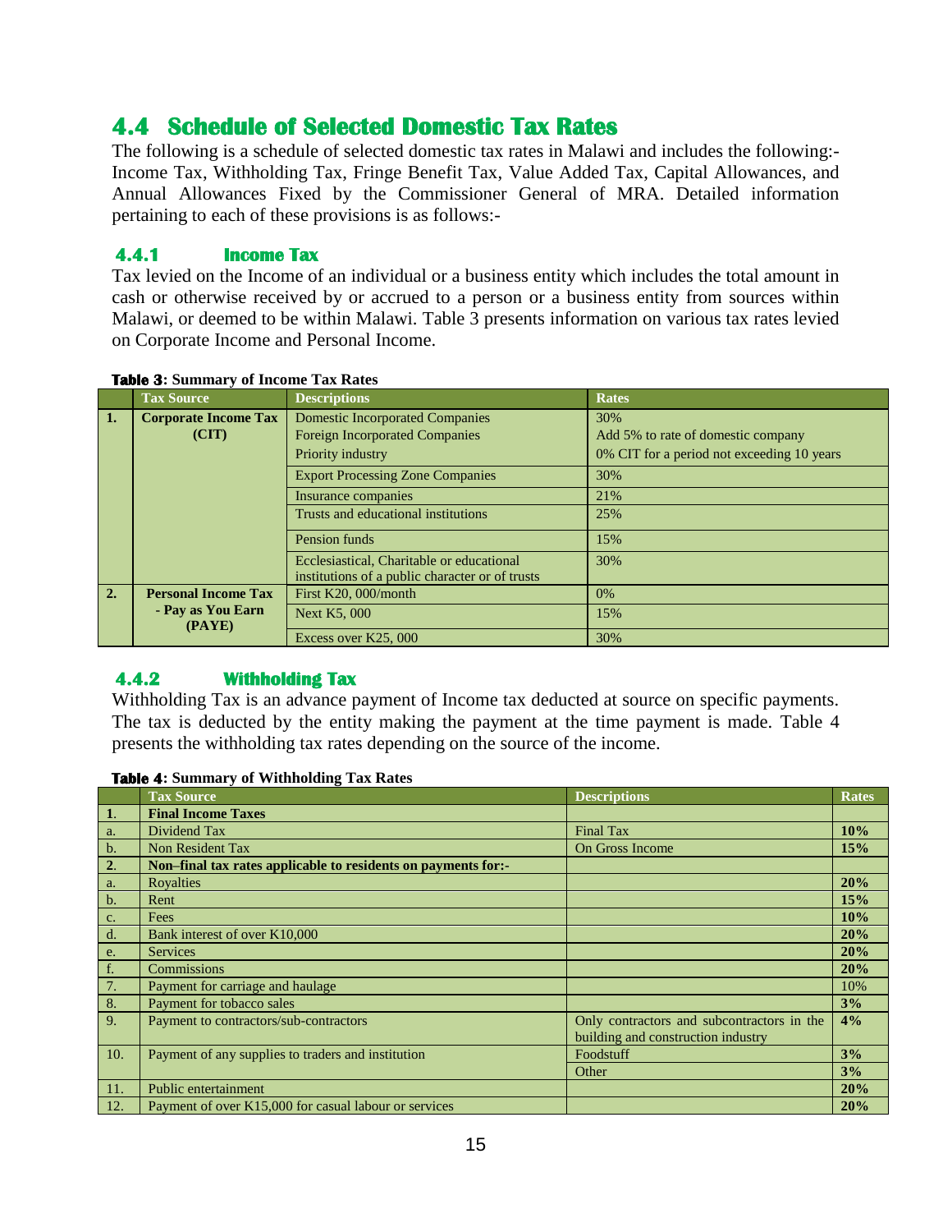## 4.4 Schedule of Selected Domestic Tax Rates

The following is a schedule of selected domestic tax rates in Malawi and includes the following:- Income Tax, Withholding Tax, Fringe Benefit Tax, Value Added Tax, Capital Allowances, and Annual Allowances Fixed by the Commissioner General of MRA. Detailed information pertaining to each of these provisions is as follows:-

### 4.4.1 Income Tax

Tax levied on the Income of an individual or a business entity which includes the total amount in cash or otherwise received by or accrued to a person or a business entity from sources within Malawi, or deemed to be within Malawi. Table 3 presents information on various tax rates levied on Corporate Income and Personal Income.

**Table 3: Summary of Income Tax Rates**

| | Tax Source | Descriptions | Rates |
|---|---|---|---|
| **1.** | **Corporate Income Tax (CIT)** | Domestic Incorporated Companies | 30% |
| | | Foreign Incorporated Companies | Add 5% to rate of domestic company |
| | | Priority industry | 0% CIT for a period not exceeding 10 years |
| | | Export Processing Zone Companies | 30% |
| | | Insurance companies | 21% |
| | | Trusts and educational institutions | 25% |
| | | Pension funds | 15% |
| | | Ecclesiastical, Charitable or educational institutions of a public character or of trusts | 30% |
| **2.** | **Personal Income Tax - Pay as You Earn (PAYE)** | First K20, 000/month | 0% |
| | | Next K5, 000 | 15% |
| | | Excess over K25, 000 | 30% |

### 4.4.2 Withholding Tax

Withholding Tax is an advance payment of Income tax deducted at source on specific payments. The tax is deducted by the entity making the payment at the time payment is made. Table 4 presents the withholding tax rates depending on the source of the income.

**Table 4: Summary of Withholding Tax Rates**

| | Tax Source | Descriptions | Rates |
|---|---|---|---|
| **1.** | **Final Income Taxes** | | |
| a. | Dividend Tax | Final Tax | **10%** |
| b. | Non Resident Tax | On Gross Income | **15%** |
| **2.** | **Non–final tax rates applicable to residents on payments for:-** | | |
| a. | Royalties | | **20%** |
| b. | Rent | | **15%** |
| c. | Fees | | **10%** |
| d. | Bank interest of over K10,000 | | **20%** |
| e. | Services | | **20%** |
| f. | Commissions | | **20%** |
| 7. | Payment for carriage and haulage | | 10% |
| 8. | Payment for tobacco sales | | **3%** |
| 9. | Payment to contractors/sub-contractors | Only contractors and subcontractors in the building and construction industry | **4%** |
| 10. | Payment of any supplies to traders and institution | Foodstuff | **3%** |
| | | Other | **3%** |
| 11. | Public entertainment | | **20%** |
| 12. | Payment of over K15,000 for casual labour or services | | **20%** |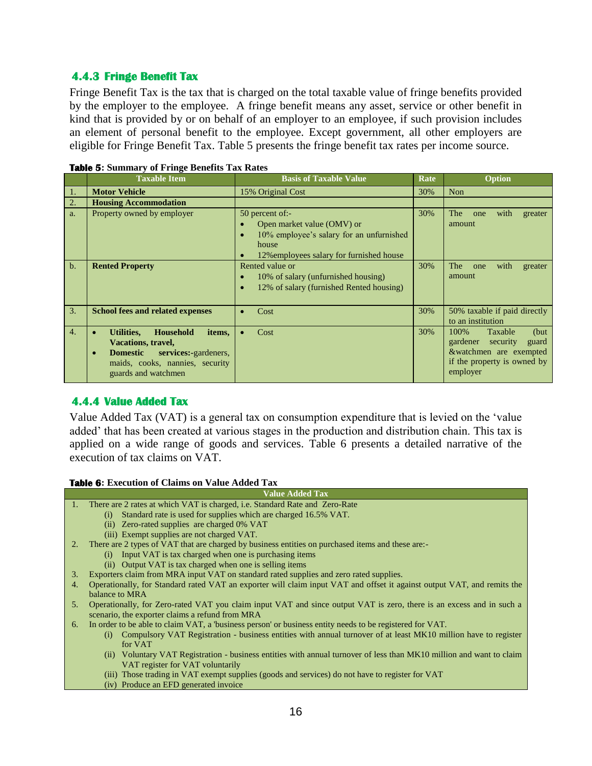### 4.4.3 Fringe Benefit Tax

Fringe Benefit Tax is the tax that is charged on the total taxable value of fringe benefits provided by the employer to the employee. A fringe benefit means any asset, service or other benefit in kind that is provided by or on behalf of an employer to an employee, if such provision includes an element of personal benefit to the employee. Except government, all other employers are eligible for Fringe Benefit Tax. Table 5 presents the fringe benefit tax rates per income source.

**Table 5: Summary of Fringe Benefits Tax Rates**

| | Taxable Item | Basis of Taxable Value | Rate | Option |
|---|---|---|---|---|
| 1. | **Motor Vehicle** | 15% Original Cost | 30% | Non |
| 2. | **Housing Accommodation** | | | |
| a. | Property owned by employer | 50 percent of:-<br>• Open market value (OMV) or<br>• 10% employee's salary for an unfurnished house<br>• 12%employees salary for furnished house | 30% | The one with greater amount |
| b. | **Rented Property** | Rented value or<br>• 10% of salary (unfurnished housing)<br>• 12% of salary (furnished Rented housing) | 30% | The one with greater amount |
| 3. | **School fees and related expenses** | • Cost | 30% | 50% taxable if paid directly to an institution |
| 4. | • **Utilities, Household items, Vacations, travel,**<br>• **Domestic services:-**gardeners, maids, cooks, nannies, security guards and watchmen | • Cost | 30% | 100% Taxable (but gardener security guard &watchmen are exempted if the property is owned by employer |

### 4.4.4 Value Added Tax

Value Added Tax (VAT) is a general tax on consumption expenditure that is levied on the 'value added' that has been created at various stages in the production and distribution chain. This tax is applied on a wide range of goods and services. Table 6 presents a detailed narrative of the execution of tax claims on VAT.

**Table 6: Execution of Claims on Value Added Tax**

| | Value Added Tax |
|---|---|
| 1. | There are 2 rates at which VAT is charged, i.e. Standard Rate and Zero-Rate<br>(i) Standard rate is used for supplies which are charged 16.5% VAT.<br>(ii) Zero-rated supplies are charged 0% VAT<br>(iii) Exempt supplies are not charged VAT. |
| 2. | There are 2 types of VAT that are charged by business entities on purchased items and these are:-<br>(i) Input VAT is tax charged when one is purchasing items<br>(ii) Output VAT is tax charged when one is selling items |
| 3. | Exporters claim from MRA input VAT on standard rated supplies and zero rated supplies. |
| 4. | Operationally, for Standard rated VAT an exporter will claim input VAT and offset it against output VAT, and remits the balance to MRA |
| 5. | Operationally, for Zero-rated VAT you claim input VAT and since output VAT is zero, there is an excess and in such a scenario, the exporter claims a refund from MRA |
| 6. | In order to be able to claim VAT, a 'business person' or business entity needs to be registered for VAT.<br>(i) Compulsory VAT Registration - business entities with annual turnover of at least MK10 million have to register for VAT<br>(ii) Voluntary VAT Registration - business entities with annual turnover of less than MK10 million and want to claim VAT register for VAT voluntarily<br>(iii) Those trading in VAT exempt supplies (goods and services) do not have to register for VAT<br>(iv) Produce an EFD generated invoice |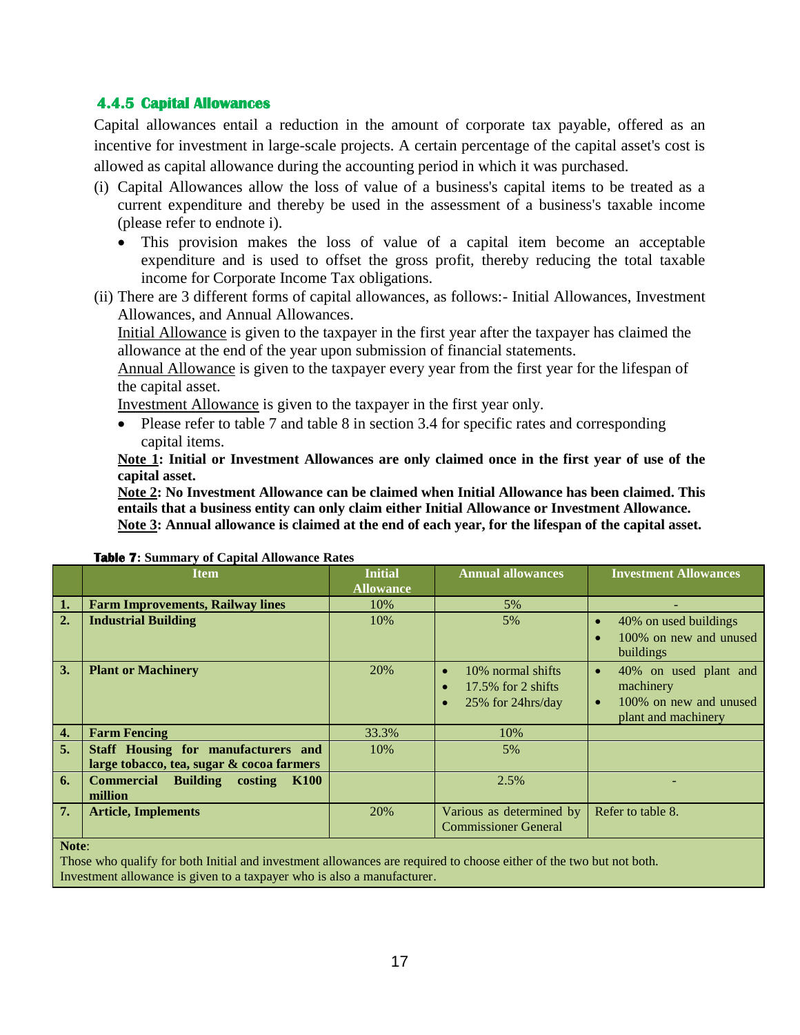#### 4.4.5 Capital Allowances

Capital allowances entail a reduction in the amount of corporate tax payable, offered as an incentive for investment in large-scale projects. A certain percentage of the capital asset's cost is allowed as capital allowance during the accounting period in which it was purchased.

(i) Capital Allowances allow the loss of value of a business's capital items to be treated as a current expenditure and thereby be used in the assessment of a business's taxable income (please refer to endnote i).

- This provision makes the loss of value of a capital item become an acceptable expenditure and is used to offset the gross profit, thereby reducing the total taxable income for Corporate Income Tax obligations.

(ii) There are 3 different forms of capital allowances, as follows:- Initial Allowances, Investment Allowances, and Annual Allowances.

Initial Allowance is given to the taxpayer in the first year after the taxpayer has claimed the allowance at the end of the year upon submission of financial statements.

Annual Allowance is given to the taxpayer every year from the first year for the lifespan of the capital asset.

Investment Allowance is given to the taxpayer in the first year only.

- Please refer to table 7 and table 8 in section 3.4 for specific rates and corresponding capital items.

**Note 1: Initial or Investment Allowances are only claimed once in the first year of use of the capital asset.**

**Note 2: No Investment Allowance can be claimed when Initial Allowance has been claimed. This entails that a business entity can only claim either Initial Allowance or Investment Allowance.**

**Note 3: Annual allowance is claimed at the end of each year, for the lifespan of the capital asset.**

**Table 7: Summary of Capital Allowance Rates**

| | Item | Initial Allowance | Annual allowances | Investment Allowances |
|---|---|---|---|---|
| **1.** | **Farm Improvements, Railway lines** | 10% | 5% | - |
| **2.** | **Industrial Building** | 10% | 5% | • 40% on used buildings<br>• 100% on new and unused buildings |
| **3.** | **Plant or Machinery** | 20% | • 10% normal shifts<br>• 17.5% for 2 shifts<br>• 25% for 24hrs/day | • 40% on used plant and machinery<br>• 100% on new and unused plant and machinery |
| **4.** | **Farm Fencing** | 33.3% | 10% | |
| **5.** | **Staff Housing for manufacturers and large tobacco, tea, sugar & cocoa farmers** | 10% | 5% | |
| **6.** | **Commercial Building costing K100 million** | | 2.5% | - |
| **7.** | **Article, Implements** | 20% | Various as determined by Commissioner General | Refer to table 8. |

**Note**:
Those who qualify for both Initial and investment allowances are required to choose either of the two but not both.
Investment allowance is given to a taxpayer who is also a manufacturer.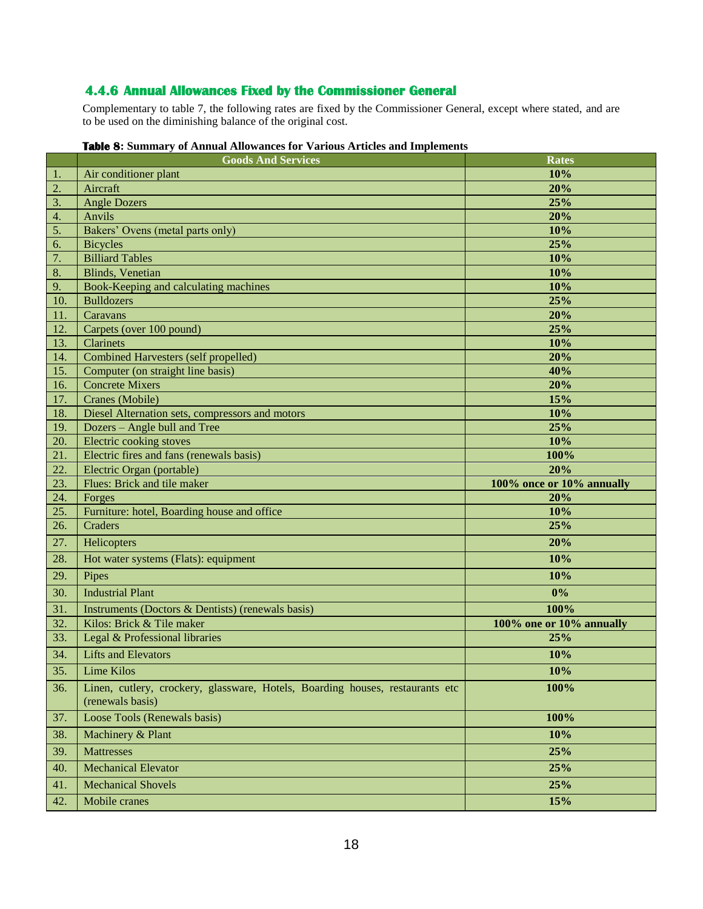### 4.4.6 Annual Allowances Fixed by the Commissioner General

Complementary to table 7, the following rates are fixed by the Commissioner General, except where stated, and are to be used on the diminishing balance of the original cost.

**Table 8: Summary of Annual Allowances for Various Articles and Implements**

| | Goods And Services | Rates |
|---|---|---|
| 1. | Air conditioner plant | **10%** |
| 2. | Aircraft | **20%** |
| 3. | Angle Dozers | **25%** |
| 4. | Anvils | **20%** |
| 5. | Bakers' Ovens (metal parts only) | **10%** |
| 6. | Bicycles | **25%** |
| 7. | Billiard Tables | **10%** |
| 8. | Blinds, Venetian | **10%** |
| 9. | Book-Keeping and calculating machines | **10%** |
| 10. | Bulldozers | **25%** |
| 11. | Caravans | **20%** |
| 12. | Carpets (over 100 pound) | **25%** |
| 13. | Clarinets | **10%** |
| 14. | Combined Harvesters (self propelled) | **20%** |
| 15. | Computer (on straight line basis) | **40%** |
| 16. | Concrete Mixers | **20%** |
| 17. | Cranes (Mobile) | **15%** |
| 18. | Diesel Alternation sets, compressors and motors | **10%** |
| 19. | Dozers – Angle bull and Tree | **25%** |
| 20. | Electric cooking stoves | **10%** |
| 21. | Electric fires and fans (renewals basis) | **100%** |
| 22. | Electric Organ (portable) | **20%** |
| 23. | Flues: Brick and tile maker | **100% once or 10% annually** |
| 24. | Forges | **20%** |
| 25. | Furniture: hotel, Boarding house and office | **10%** |
| 26. | Craders | **25%** |
| 27. | Helicopters | **20%** |
| 28. | Hot water systems (Flats): equipment | **10%** |
| 29. | Pipes | **10%** |
| 30. | Industrial Plant | **0%** |
| 31. | Instruments (Doctors & Dentists) (renewals basis) | **100%** |
| 32. | Kilos: Brick & Tile maker | **100% one or 10% annually** |
| 33. | Legal & Professional libraries | **25%** |
| 34. | Lifts and Elevators | **10%** |
| 35. | Lime Kilos | **10%** |
| 36. | Linen, cutlery, crockery, glassware, Hotels, Boarding houses, restaurants etc (renewals basis) | **100%** |
| 37. | Loose Tools (Renewals basis) | **100%** |
| 38. | Machinery & Plant | **10%** |
| 39. | Mattresses | **25%** |
| 40. | Mechanical Elevator | **25%** |
| 41. | Mechanical Shovels | **25%** |
| 42. | Mobile cranes | **15%** |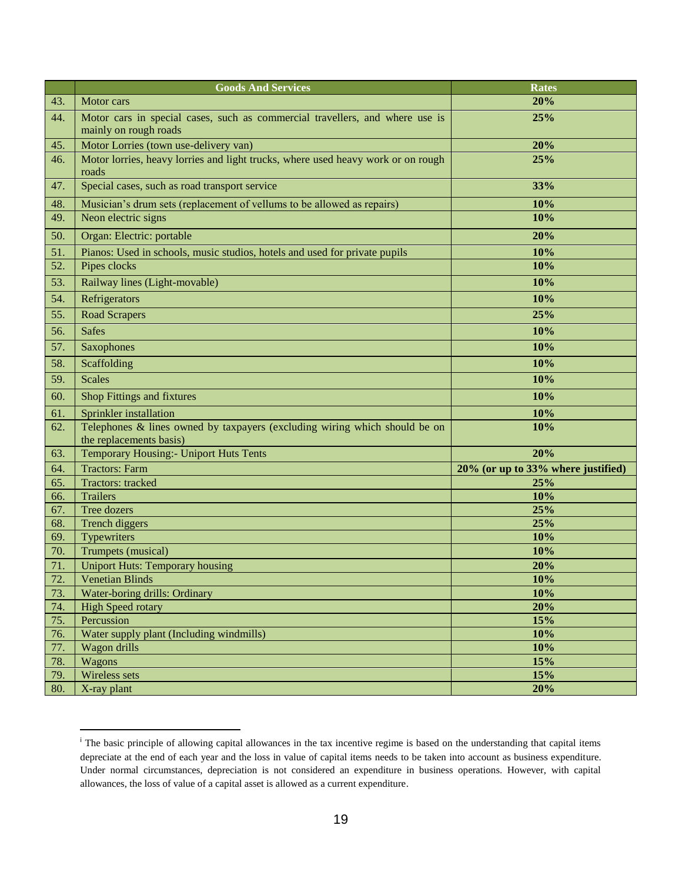| | Goods And Services | Rates |
|---|---|---|
| 43. | Motor cars | **20%** |
| 44. | Motor cars in special cases, such as commercial travellers, and where use is mainly on rough roads | **25%** |
| 45. | Motor Lorries (town use-delivery van) | **20%** |
| 46. | Motor lorries, heavy lorries and light trucks, where used heavy work or on rough roads | **25%** |
| 47. | Special cases, such as road transport service | **33%** |
| 48. | Musician's drum sets (replacement of vellums to be allowed as repairs) | **10%** |
| 49. | Neon electric signs | **10%** |
| 50. | Organ: Electric: portable | **20%** |
| 51. | Pianos: Used in schools, music studios, hotels and used for private pupils | **10%** |
| 52. | Pipes clocks | **10%** |
| 53. | Railway lines (Light-movable) | **10%** |
| 54. | Refrigerators | **10%** |
| 55. | Road Scrapers | **25%** |
| 56. | Safes | **10%** |
| 57. | Saxophones | **10%** |
| 58. | Scaffolding | **10%** |
| 59. | Scales | **10%** |
| 60. | Shop Fittings and fixtures | **10%** |
| 61. | Sprinkler installation | **10%** |
| 62. | Telephones & lines owned by taxpayers (excluding wiring which should be on the replacements basis) | **10%** |
| 63. | Temporary Housing:- Uniport Huts Tents | **20%** |
| 64. | Tractors: Farm | **20% (or up to 33% where justified)** |
| 65. | Tractors: tracked | **25%** |
| 66. | Trailers | **10%** |
| 67. | Tree dozers | **25%** |
| 68. | Trench diggers | **25%** |
| 69. | Typewriters | **10%** |
| 70. | Trumpets (musical) | **10%** |
| 71. | Uniport Huts: Temporary housing | **20%** |
| 72. | Venetian Blinds | **10%** |
| 73. | Water-boring drills: Ordinary | **10%** |
| 74. | High Speed rotary | **20%** |
| 75. | Percussion | **15%** |
| 76. | Water supply plant (Including windmills) | **10%** |
| 77. | Wagon drills | **10%** |
| 78. | Wagons | **15%** |
| 79. | Wireless sets | **15%** |
| 80. | X-ray plant | **20%** |

[i] The basic principle of allowing capital allowances in the tax incentive regime is based on the understanding that capital items depreciate at the end of each year and the loss in value of capital items needs to be taken into account as business expenditure. Under normal circumstances, depreciation is not considered an expenditure in business operations. However, with capital allowances, the loss of value of a capital asset is allowed as a current expenditure.